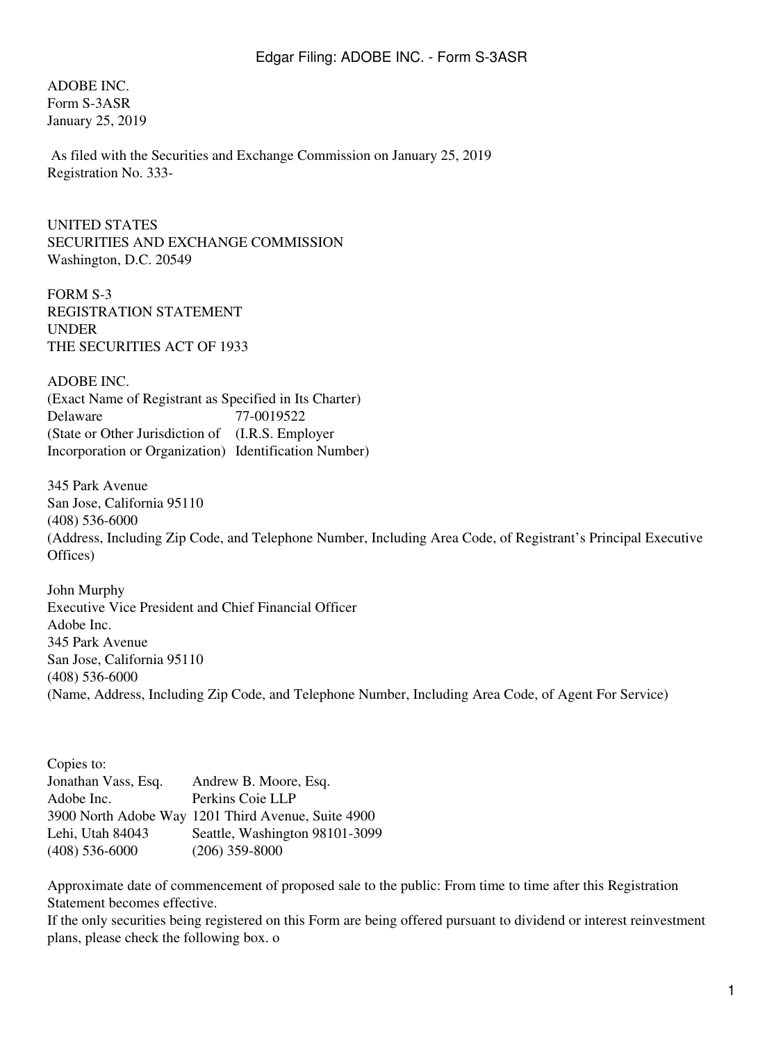ADOBE INC.
Form S-3ASR
January 25, 2019

As filed with the Securities and Exchange Commission on January 25, 2019
Registration No. 333-

UNITED STATES
SECURITIES AND EXCHANGE COMMISSION
Washington, D.C. 20549

FORM S-3
REGISTRATION STATEMENT
UNDER
THE SECURITIES ACT OF 1933

ADOBE INC.
(Exact Name of Registrant as Specified in Its Charter)

| Delaware | 77-0019522 |
| --- | --- |
| (State or Other Jurisdiction of Incorporation or Organization) | (I.R.S. Employer Identification Number) |

345 Park Avenue
San Jose, California 95110
(408) 536-6000
(Address, Including Zip Code, and Telephone Number, Including Area Code, of Registrant's Principal Executive Offices)

John Murphy
Executive Vice President and Chief Financial Officer
Adobe Inc.
345 Park Avenue
San Jose, California 95110
(408) 536-6000
(Name, Address, Including Zip Code, and Telephone Number, Including Area Code, of Agent For Service)

Copies to:

| Jonathan Vass, Esq. | Andrew B. Moore, Esq. |
| --- | --- |
| Adobe Inc. | Perkins Coie LLP |
| 3900 North Adobe Way | 1201 Third Avenue, Suite 4900 |
| Lehi, Utah 84043 | Seattle, Washington 98101-3099 |
| (408) 536-6000 | (206) 359-8000 |

Approximate date of commencement of proposed sale to the public: From time to time after this Registration Statement becomes effective.

If the only securities being registered on this Form are being offered pursuant to dividend or interest reinvestment plans, please check the following box. o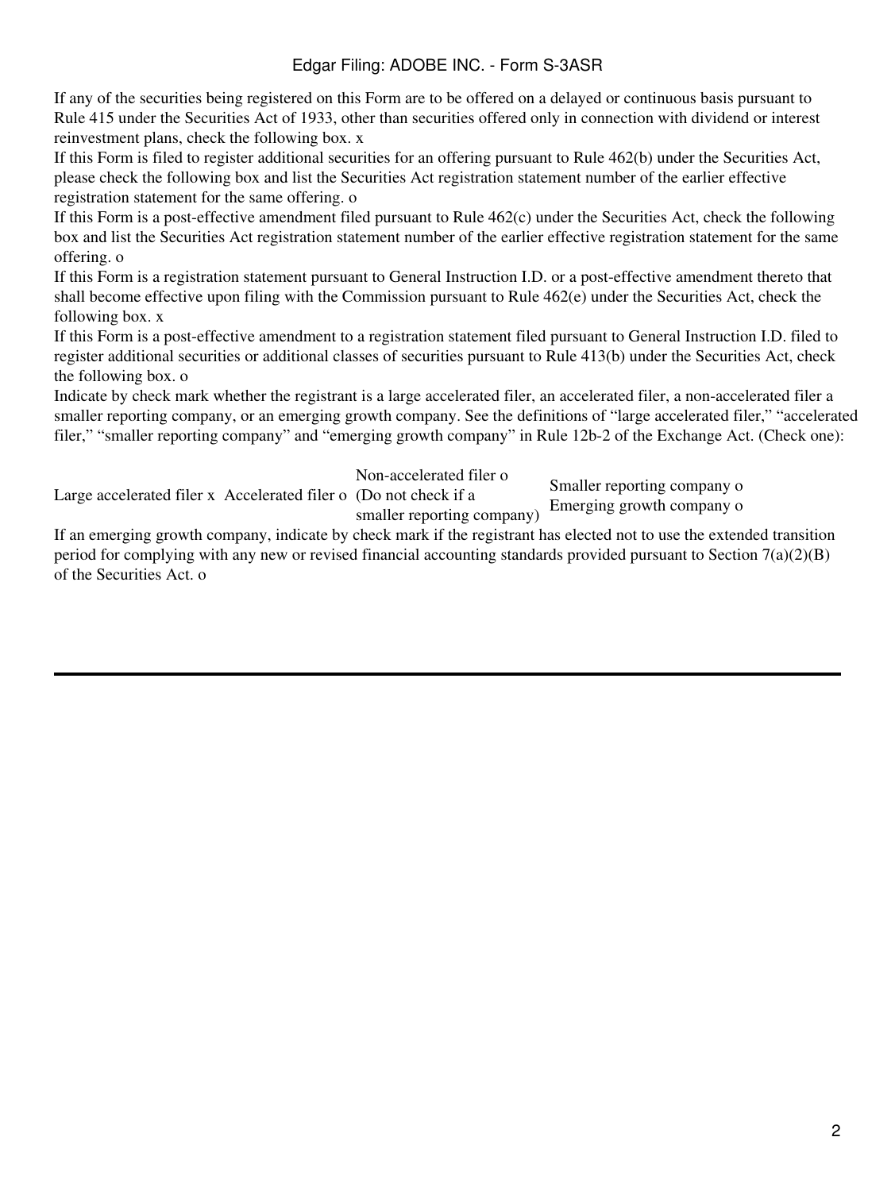If any of the securities being registered on this Form are to be offered on a delayed or continuous basis pursuant to Rule 415 under the Securities Act of 1933, other than securities offered only in connection with dividend or interest reinvestment plans, check the following box. x

If this Form is filed to register additional securities for an offering pursuant to Rule 462(b) under the Securities Act, please check the following box and list the Securities Act registration statement number of the earlier effective registration statement for the same offering. o

If this Form is a post-effective amendment filed pursuant to Rule 462(c) under the Securities Act, check the following box and list the Securities Act registration statement number of the earlier effective registration statement for the same offering. o

If this Form is a registration statement pursuant to General Instruction I.D. or a post-effective amendment thereto that shall become effective upon filing with the Commission pursuant to Rule 462(e) under the Securities Act, check the following box. x

If this Form is a post-effective amendment to a registration statement filed pursuant to General Instruction I.D. filed to register additional securities or additional classes of securities pursuant to Rule 413(b) under the Securities Act, check the following box. o

Indicate by check mark whether the registrant is a large accelerated filer, an accelerated filer, a non-accelerated filer a smaller reporting company, or an emerging growth company. See the definitions of "large accelerated filer," "accelerated filer," "smaller reporting company" and "emerging growth company" in Rule 12b-2 of the Exchange Act. (Check one):

| Large accelerated filer x | Accelerated filer o | Non-accelerated filer o (Do not check if a smaller reporting company) | Smaller reporting company o Emerging growth company o |
|---|---|---|---|

If an emerging growth company, indicate by check mark if the registrant has elected not to use the extended transition period for complying with any new or revised financial accounting standards provided pursuant to Section 7(a)(2)(B) of the Securities Act. o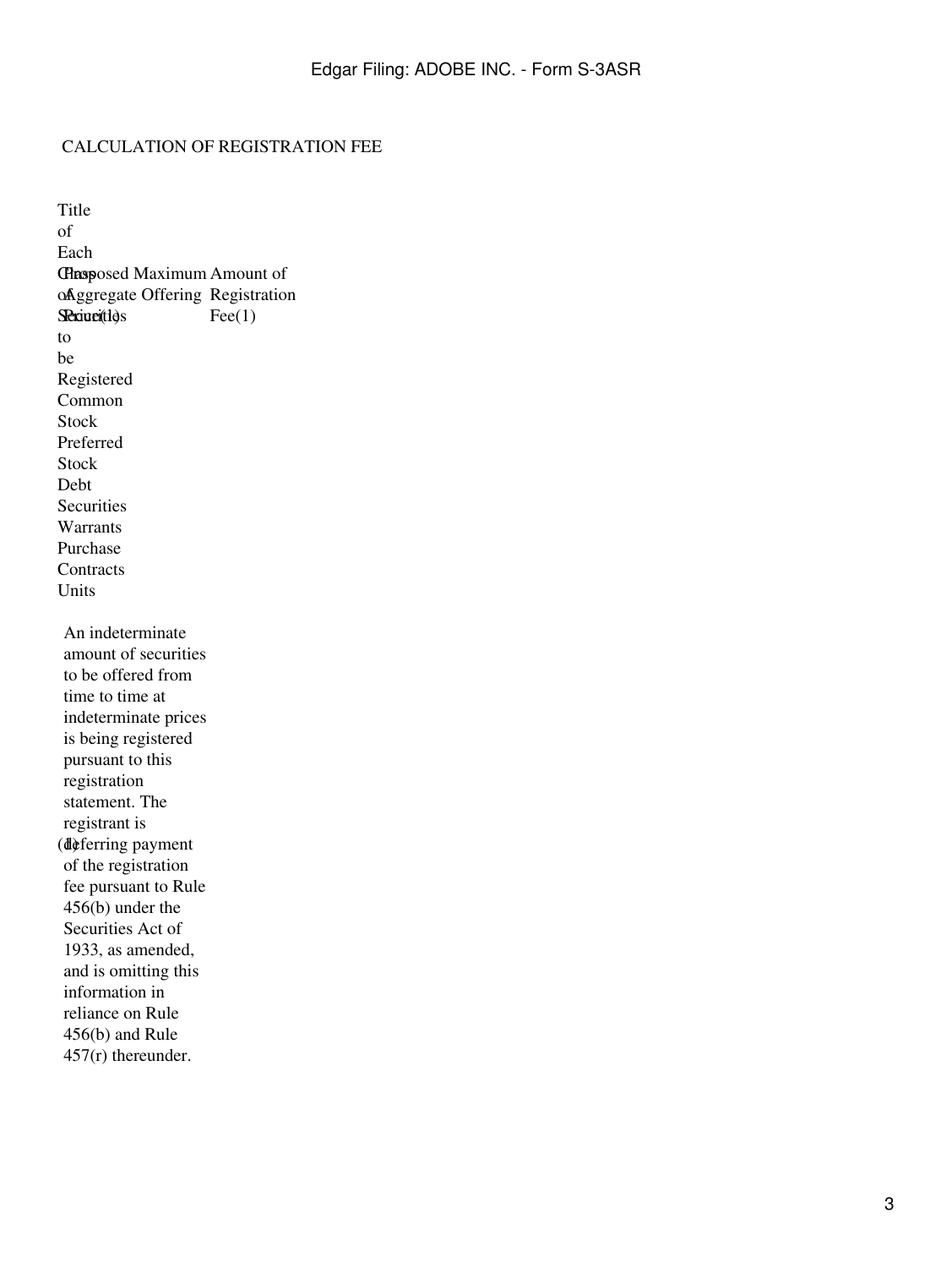CALCULATION OF REGISTRATION FEE

| Title of Each Class of Securities to be Registered | Proposed Maximum Aggregate Offering Price(1) | Amount of Registration Fee(1) |
|---|---|---|
| Common Stock | | |
| Preferred Stock | | |
| Debt Securities | | |
| Warrants | | |
| Purchase Contracts | | |
| Units | | |

(1) An indeterminate amount of securities to be offered from time to time at indeterminate prices is being registered pursuant to this registration statement. The registrant is deferring payment of the registration fee pursuant to Rule 456(b) under the Securities Act of 1933, as amended, and is omitting this information in reliance on Rule 456(b) and Rule 457(r) thereunder.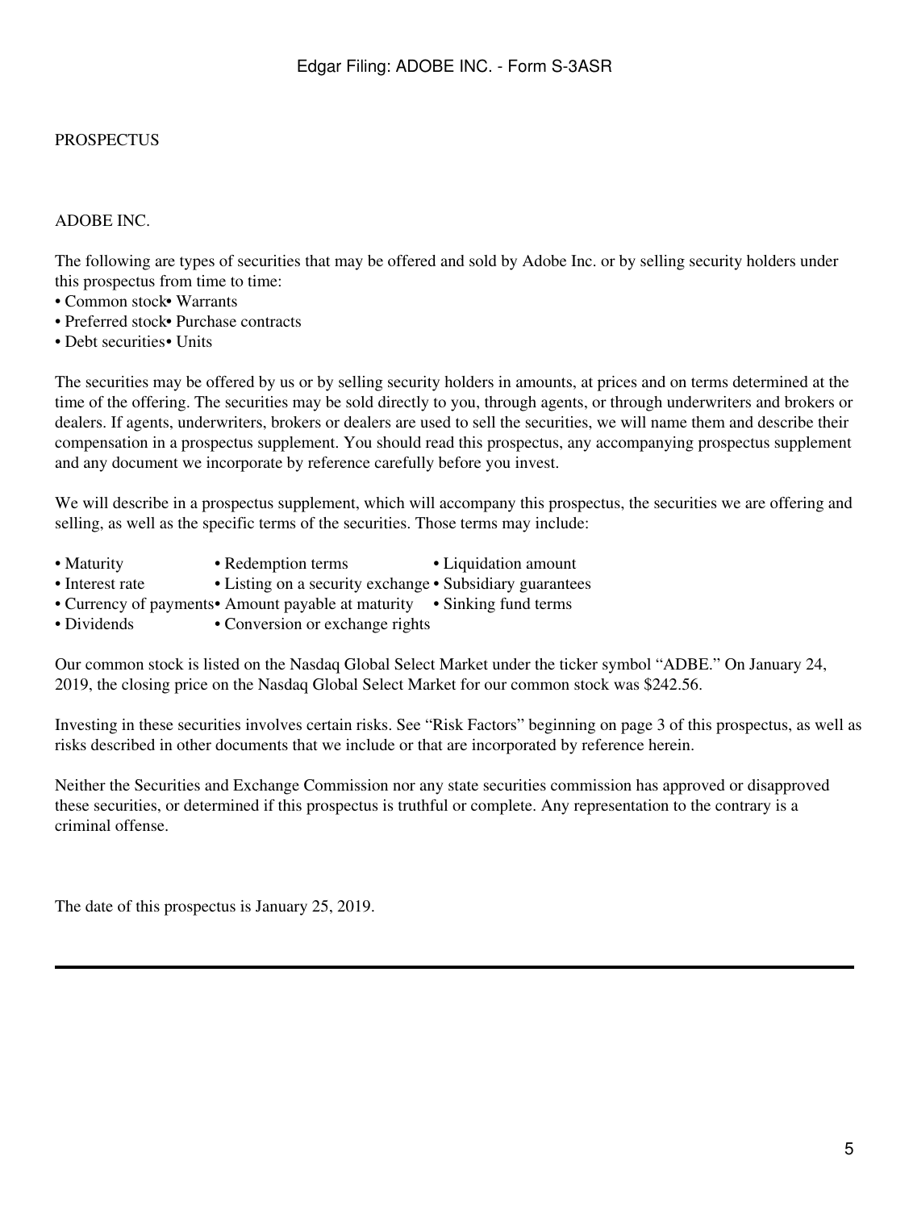PROSPECTUS

ADOBE INC.

The following are types of securities that may be offered and sold by Adobe Inc. or by selling security holders under this prospectus from time to time:

- Common stock
- Warrants
- Preferred stock
- Purchase contracts
- Debt securities
- Units

The securities may be offered by us or by selling security holders in amounts, at prices and on terms determined at the time of the offering. The securities may be sold directly to you, through agents, or through underwriters and brokers or dealers. If agents, underwriters, brokers or dealers are used to sell the securities, we will name them and describe their compensation in a prospectus supplement. You should read this prospectus, any accompanying prospectus supplement and any document we incorporate by reference carefully before you invest.

We will describe in a prospectus supplement, which will accompany this prospectus, the securities we are offering and selling, as well as the specific terms of the securities. Those terms may include:

- Maturity
- Redemption terms
- Liquidation amount
- Interest rate
- Listing on a security exchange
- Subsidiary guarantees
- Currency of payments
- Amount payable at maturity
- Sinking fund terms
- Dividends
- Conversion or exchange rights

Our common stock is listed on the Nasdaq Global Select Market under the ticker symbol "ADBE." On January 24, 2019, the closing price on the Nasdaq Global Select Market for our common stock was $242.56.

Investing in these securities involves certain risks. See "Risk Factors" beginning on page 3 of this prospectus, as well as risks described in other documents that we include or that are incorporated by reference herein.

Neither the Securities and Exchange Commission nor any state securities commission has approved or disapproved these securities, or determined if this prospectus is truthful or complete. Any representation to the contrary is a criminal offense.

The date of this prospectus is January 25, 2019.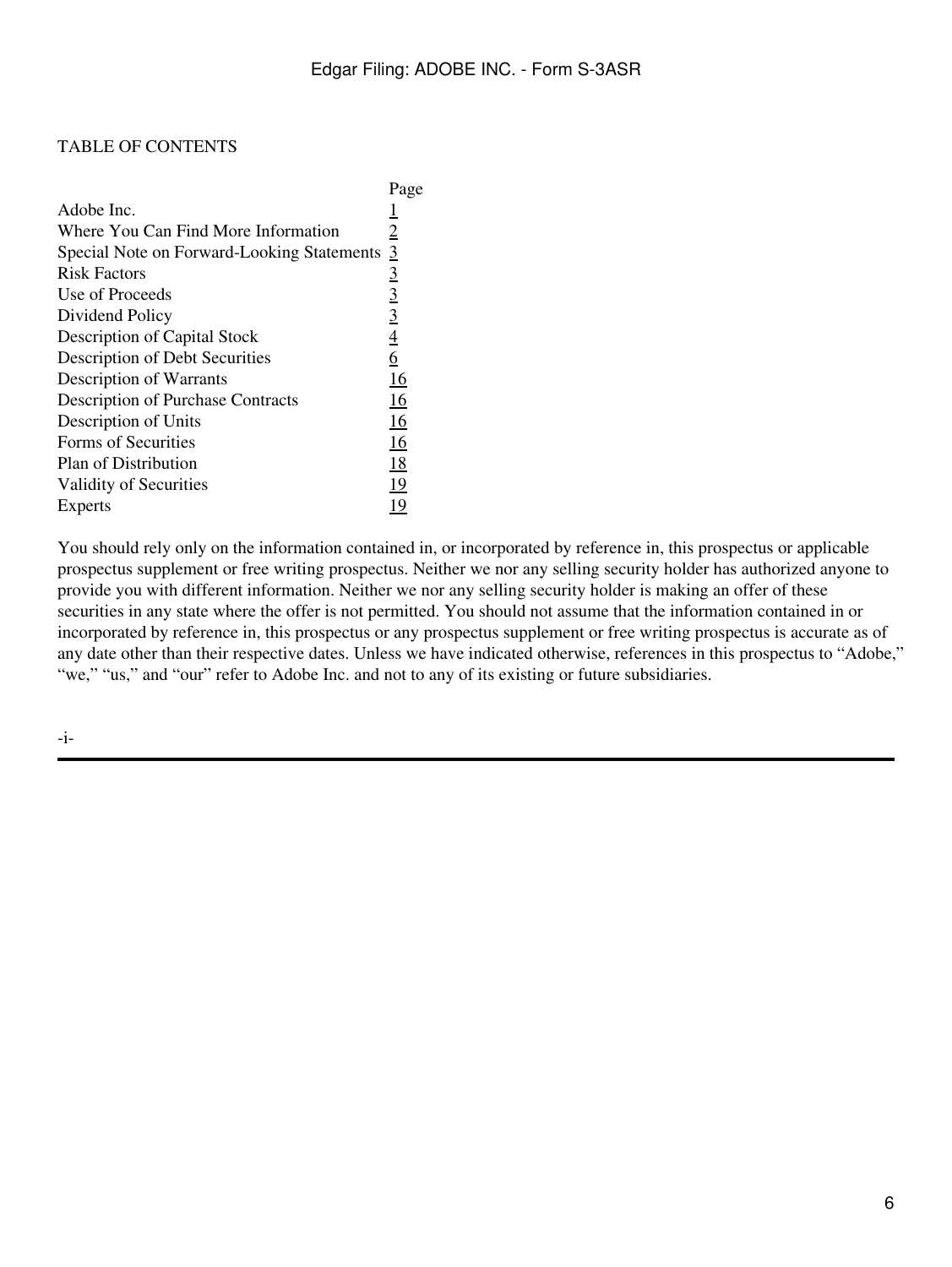TABLE OF CONTENTS

| | Page |
|---|---|
| Adobe Inc. | 1 |
| Where You Can Find More Information | 2 |
| Special Note on Forward-Looking Statements | 3 |
| Risk Factors | 3 |
| Use of Proceeds | 3 |
| Dividend Policy | 3 |
| Description of Capital Stock | 4 |
| Description of Debt Securities | 6 |
| Description of Warrants | 16 |
| Description of Purchase Contracts | 16 |
| Description of Units | 16 |
| Forms of Securities | 16 |
| Plan of Distribution | 18 |
| Validity of Securities | 19 |
| Experts | 19 |

You should rely only on the information contained in, or incorporated by reference in, this prospectus or applicable prospectus supplement or free writing prospectus. Neither we nor any selling security holder has authorized anyone to provide you with different information. Neither we nor any selling security holder is making an offer of these securities in any state where the offer is not permitted. You should not assume that the information contained in or incorporated by reference in, this prospectus or any prospectus supplement or free writing prospectus is accurate as of any date other than their respective dates. Unless we have indicated otherwise, references in this prospectus to "Adobe," "we," "us," and "our" refer to Adobe Inc. and not to any of its existing or future subsidiaries.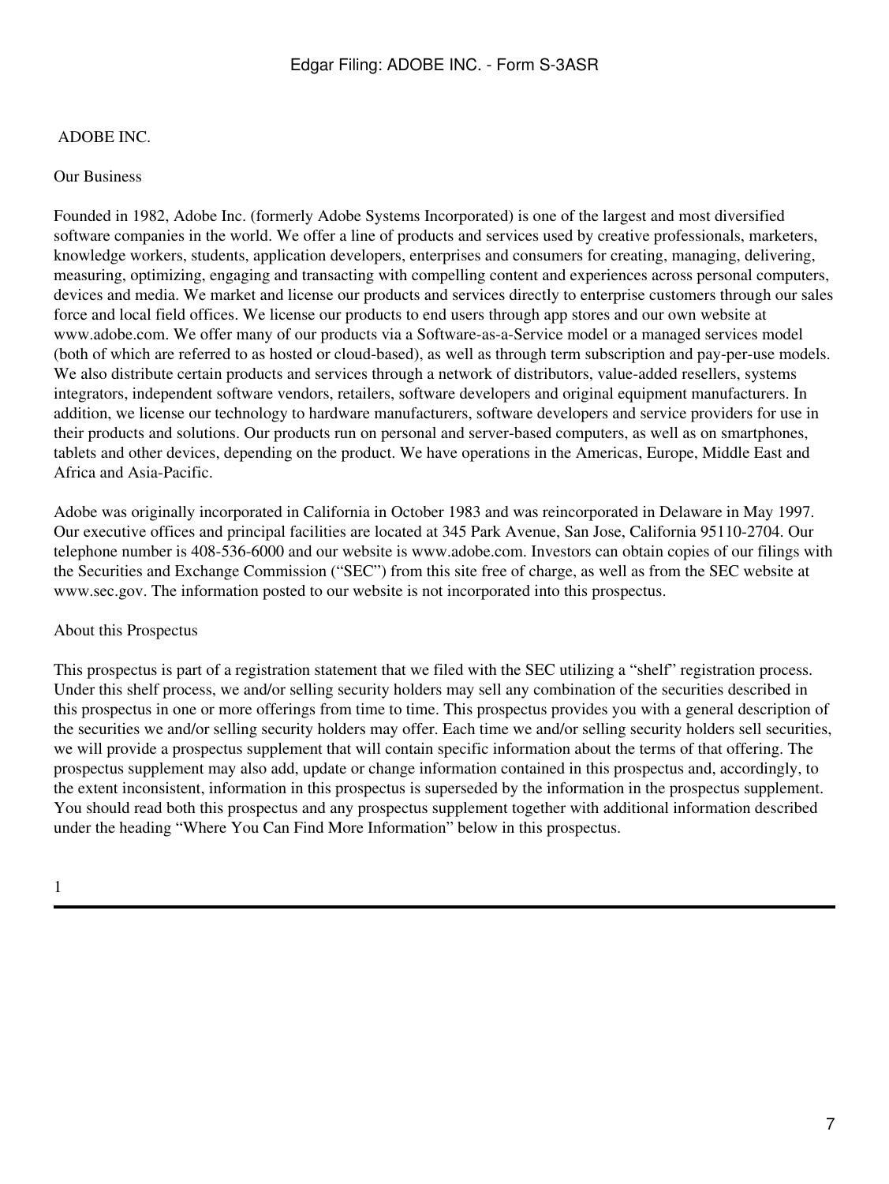## ADOBE INC.

### Our Business

Founded in 1982, Adobe Inc. (formerly Adobe Systems Incorporated) is one of the largest and most diversified software companies in the world. We offer a line of products and services used by creative professionals, marketers, knowledge workers, students, application developers, enterprises and consumers for creating, managing, delivering, measuring, optimizing, engaging and transacting with compelling content and experiences across personal computers, devices and media. We market and license our products and services directly to enterprise customers through our sales force and local field offices. We license our products to end users through app stores and our own website at www.adobe.com. We offer many of our products via a Software-as-a-Service model or a managed services model (both of which are referred to as hosted or cloud-based), as well as through term subscription and pay-per-use models. We also distribute certain products and services through a network of distributors, value-added resellers, systems integrators, independent software vendors, retailers, software developers and original equipment manufacturers. In addition, we license our technology to hardware manufacturers, software developers and service providers for use in their products and solutions. Our products run on personal and server-based computers, as well as on smartphones, tablets and other devices, depending on the product. We have operations in the Americas, Europe, Middle East and Africa and Asia-Pacific.

Adobe was originally incorporated in California in October 1983 and was reincorporated in Delaware in May 1997. Our executive offices and principal facilities are located at 345 Park Avenue, San Jose, California 95110-2704. Our telephone number is 408-536-6000 and our website is www.adobe.com. Investors can obtain copies of our filings with the Securities and Exchange Commission ("SEC") from this site free of charge, as well as from the SEC website at www.sec.gov. The information posted to our website is not incorporated into this prospectus.

### About this Prospectus

This prospectus is part of a registration statement that we filed with the SEC utilizing a "shelf" registration process. Under this shelf process, we and/or selling security holders may sell any combination of the securities described in this prospectus in one or more offerings from time to time. This prospectus provides you with a general description of the securities we and/or selling security holders may offer. Each time we and/or selling security holders sell securities, we will provide a prospectus supplement that will contain specific information about the terms of that offering. The prospectus supplement may also add, update or change information contained in this prospectus and, accordingly, to the extent inconsistent, information in this prospectus is superseded by the information in the prospectus supplement. You should read both this prospectus and any prospectus supplement together with additional information described under the heading "Where You Can Find More Information" below in this prospectus.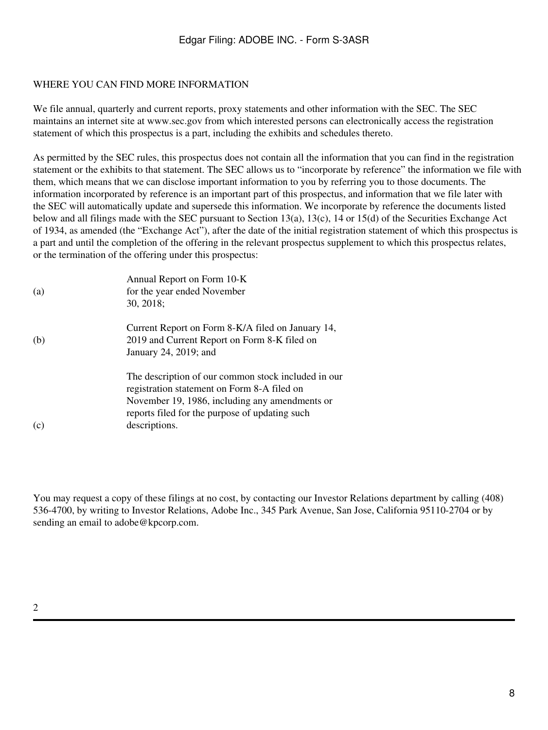## WHERE YOU CAN FIND MORE INFORMATION

We file annual, quarterly and current reports, proxy statements and other information with the SEC. The SEC maintains an internet site at www.sec.gov from which interested persons can electronically access the registration statement of which this prospectus is a part, including the exhibits and schedules thereto.

As permitted by the SEC rules, this prospectus does not contain all the information that you can find in the registration statement or the exhibits to that statement. The SEC allows us to "incorporate by reference" the information we file with them, which means that we can disclose important information to you by referring you to those documents. The information incorporated by reference is an important part of this prospectus, and information that we file later with the SEC will automatically update and supersede this information. We incorporate by reference the documents listed below and all filings made with the SEC pursuant to Section 13(a), 13(c), 14 or 15(d) of the Securities Exchange Act of 1934, as amended (the "Exchange Act"), after the date of the initial registration statement of which this prospectus is a part and until the completion of the offering in the relevant prospectus supplement to which this prospectus relates, or the termination of the offering under this prospectus:

(a) Annual Report on Form 10-K for the year ended November 30, 2018;

(b) Current Report on Form 8-K/A filed on January 14, 2019 and Current Report on Form 8-K filed on January 24, 2019; and

(c) The description of our common stock included in our registration statement on Form 8-A filed on November 19, 1986, including any amendments or reports filed for the purpose of updating such descriptions.

You may request a copy of these filings at no cost, by contacting our Investor Relations department by calling (408) 536-4700, by writing to Investor Relations, Adobe Inc., 345 Park Avenue, San Jose, California 95110-2704 or by sending an email to adobe@kpcorp.com.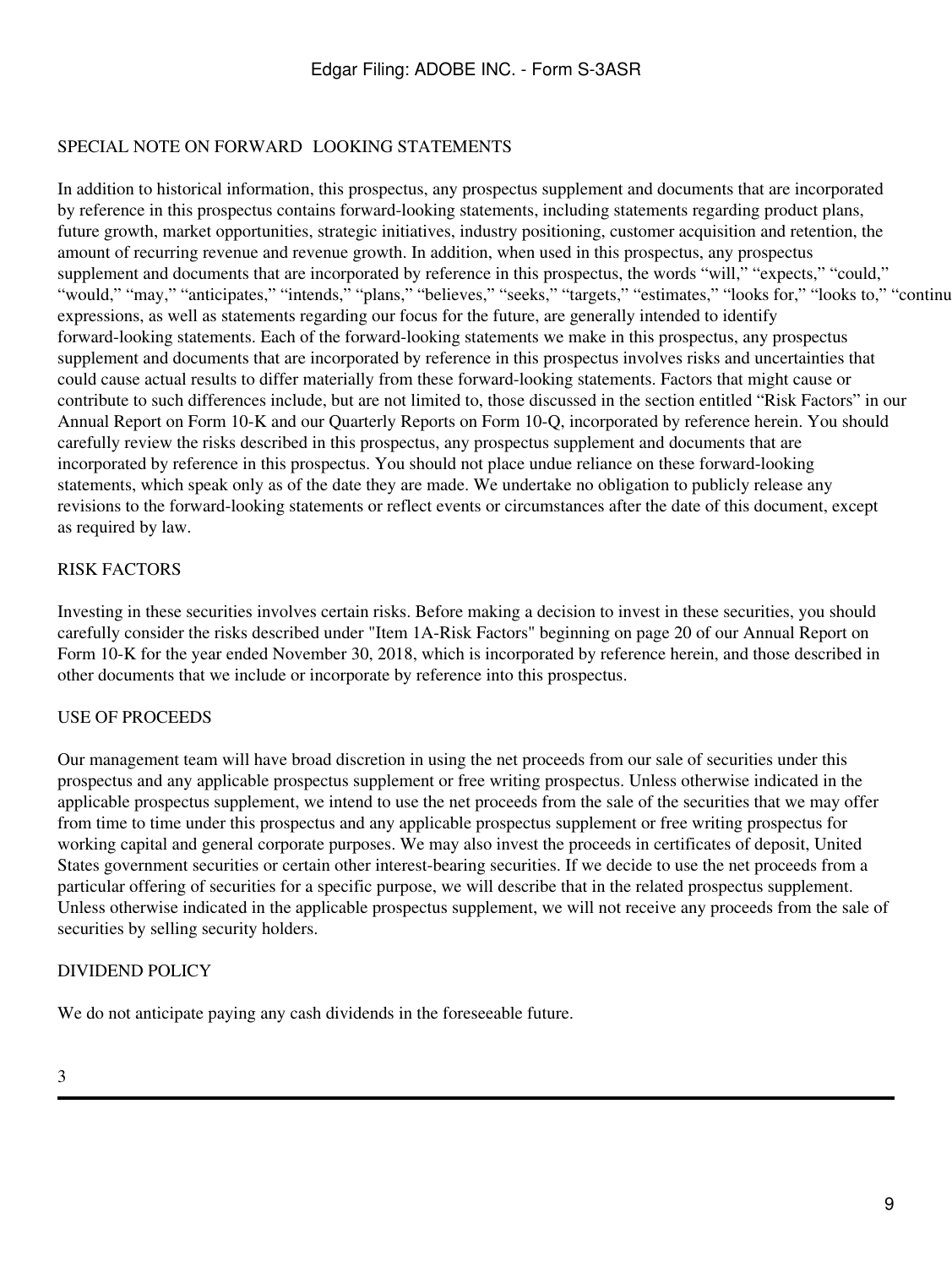## SPECIAL NOTE ON FORWARD LOOKING STATEMENTS

In addition to historical information, this prospectus, any prospectus supplement and documents that are incorporated by reference in this prospectus contains forward-looking statements, including statements regarding product plans, future growth, market opportunities, strategic initiatives, industry positioning, customer acquisition and retention, the amount of recurring revenue and revenue growth. In addition, when used in this prospectus, any prospectus supplement and documents that are incorporated by reference in this prospectus, the words "will," "expects," "could," "would," "may," "anticipates," "intends," "plans," "believes," "seeks," "targets," "estimates," "looks for," "looks to," "continu expressions, as well as statements regarding our focus for the future, are generally intended to identify forward-looking statements. Each of the forward-looking statements we make in this prospectus, any prospectus supplement and documents that are incorporated by reference in this prospectus involves risks and uncertainties that could cause actual results to differ materially from these forward-looking statements. Factors that might cause or contribute to such differences include, but are not limited to, those discussed in the section entitled "Risk Factors" in our Annual Report on Form 10-K and our Quarterly Reports on Form 10-Q, incorporated by reference herein. You should carefully review the risks described in this prospectus, any prospectus supplement and documents that are incorporated by reference in this prospectus. You should not place undue reliance on these forward-looking statements, which speak only as of the date they are made. We undertake no obligation to publicly release any revisions to the forward-looking statements or reflect events or circumstances after the date of this document, except as required by law.

## RISK FACTORS

Investing in these securities involves certain risks. Before making a decision to invest in these securities, you should carefully consider the risks described under "Item 1A-Risk Factors" beginning on page 20 of our Annual Report on Form 10-K for the year ended November 30, 2018, which is incorporated by reference herein, and those described in other documents that we include or incorporate by reference into this prospectus.

## USE OF PROCEEDS

Our management team will have broad discretion in using the net proceeds from our sale of securities under this prospectus and any applicable prospectus supplement or free writing prospectus. Unless otherwise indicated in the applicable prospectus supplement, we intend to use the net proceeds from the sale of the securities that we may offer from time to time under this prospectus and any applicable prospectus supplement or free writing prospectus for working capital and general corporate purposes. We may also invest the proceeds in certificates of deposit, United States government securities or certain other interest-bearing securities. If we decide to use the net proceeds from a particular offering of securities for a specific purpose, we will describe that in the related prospectus supplement. Unless otherwise indicated in the applicable prospectus supplement, we will not receive any proceeds from the sale of securities by selling security holders.

## DIVIDEND POLICY

We do not anticipate paying any cash dividends in the foreseeable future.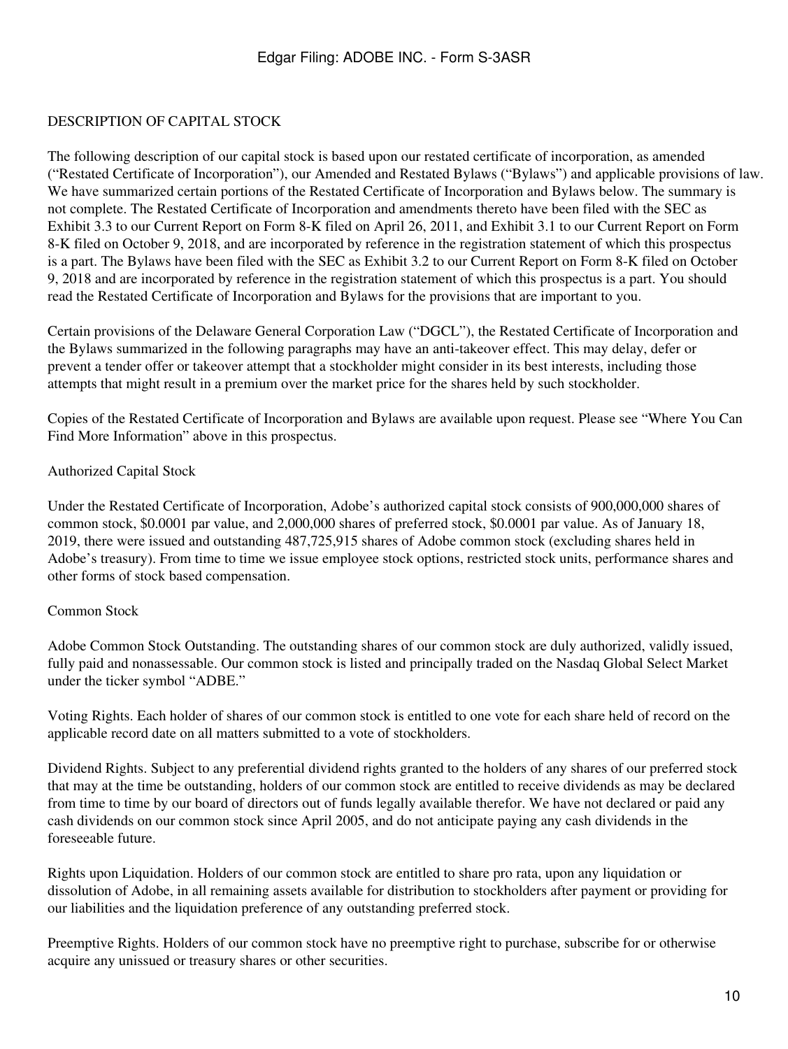## DESCRIPTION OF CAPITAL STOCK

The following description of our capital stock is based upon our restated certificate of incorporation, as amended ("Restated Certificate of Incorporation"), our Amended and Restated Bylaws ("Bylaws") and applicable provisions of law. We have summarized certain portions of the Restated Certificate of Incorporation and Bylaws below. The summary is not complete. The Restated Certificate of Incorporation and amendments thereto have been filed with the SEC as Exhibit 3.3 to our Current Report on Form 8-K filed on April 26, 2011, and Exhibit 3.1 to our Current Report on Form 8-K filed on October 9, 2018, and are incorporated by reference in the registration statement of which this prospectus is a part. The Bylaws have been filed with the SEC as Exhibit 3.2 to our Current Report on Form 8-K filed on October 9, 2018 and are incorporated by reference in the registration statement of which this prospectus is a part. You should read the Restated Certificate of Incorporation and Bylaws for the provisions that are important to you.

Certain provisions of the Delaware General Corporation Law ("DGCL"), the Restated Certificate of Incorporation and the Bylaws summarized in the following paragraphs may have an anti-takeover effect. This may delay, defer or prevent a tender offer or takeover attempt that a stockholder might consider in its best interests, including those attempts that might result in a premium over the market price for the shares held by such stockholder.

Copies of the Restated Certificate of Incorporation and Bylaws are available upon request. Please see "Where You Can Find More Information" above in this prospectus.

### Authorized Capital Stock

Under the Restated Certificate of Incorporation, Adobe's authorized capital stock consists of 900,000,000 shares of common stock, $0.0001 par value, and 2,000,000 shares of preferred stock, $0.0001 par value. As of January 18, 2019, there were issued and outstanding 487,725,915 shares of Adobe common stock (excluding shares held in Adobe's treasury). From time to time we issue employee stock options, restricted stock units, performance shares and other forms of stock based compensation.

### Common Stock

Adobe Common Stock Outstanding. The outstanding shares of our common stock are duly authorized, validly issued, fully paid and nonassessable. Our common stock is listed and principally traded on the Nasdaq Global Select Market under the ticker symbol "ADBE."

Voting Rights. Each holder of shares of our common stock is entitled to one vote for each share held of record on the applicable record date on all matters submitted to a vote of stockholders.

Dividend Rights. Subject to any preferential dividend rights granted to the holders of any shares of our preferred stock that may at the time be outstanding, holders of our common stock are entitled to receive dividends as may be declared from time to time by our board of directors out of funds legally available therefor. We have not declared or paid any cash dividends on our common stock since April 2005, and do not anticipate paying any cash dividends in the foreseeable future.

Rights upon Liquidation. Holders of our common stock are entitled to share pro rata, upon any liquidation or dissolution of Adobe, in all remaining assets available for distribution to stockholders after payment or providing for our liabilities and the liquidation preference of any outstanding preferred stock.

Preemptive Rights. Holders of our common stock have no preemptive right to purchase, subscribe for or otherwise acquire any unissued or treasury shares or other securities.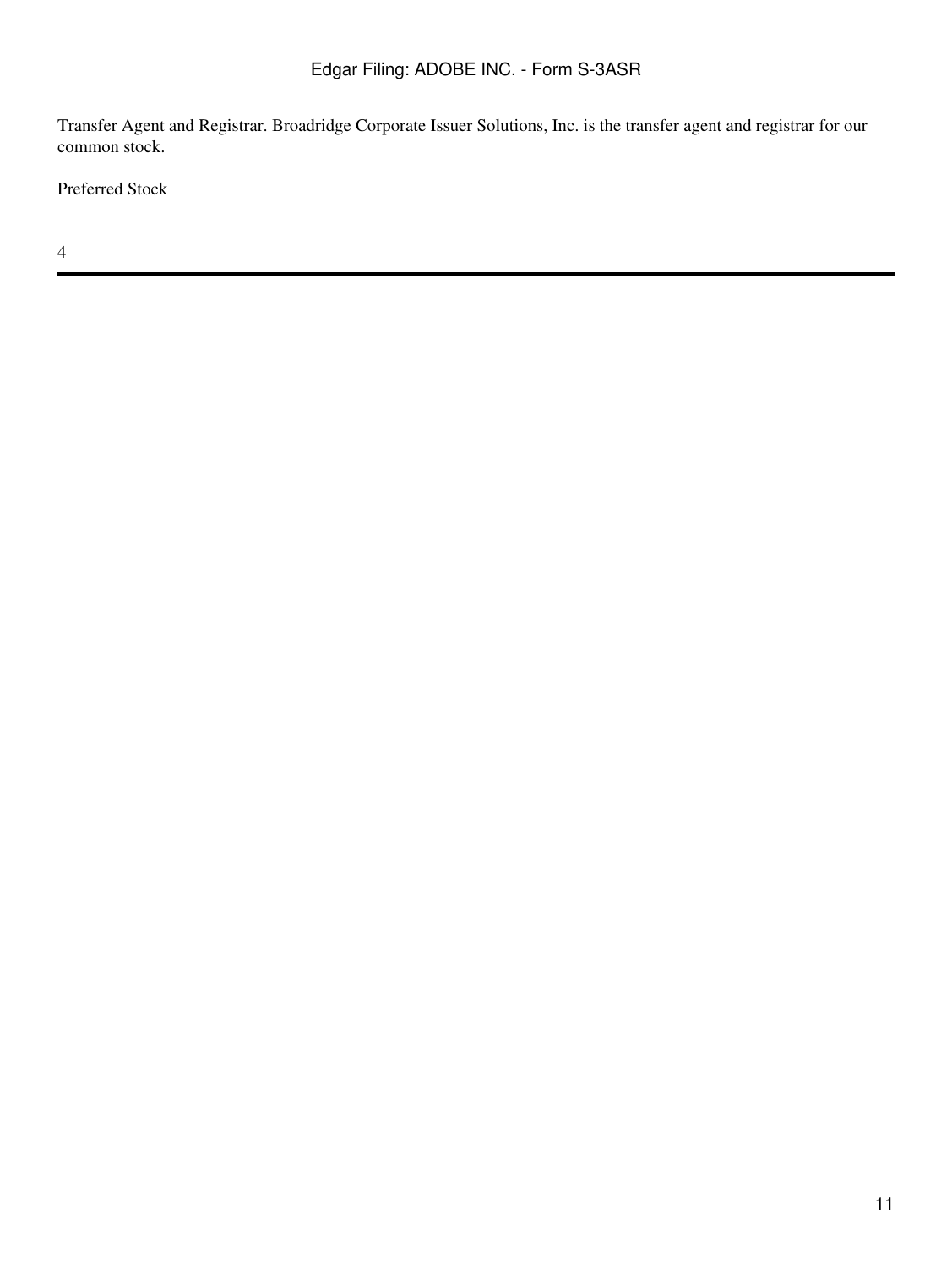Transfer Agent and Registrar. Broadridge Corporate Issuer Solutions, Inc. is the transfer agent and registrar for our common stock.

Preferred Stock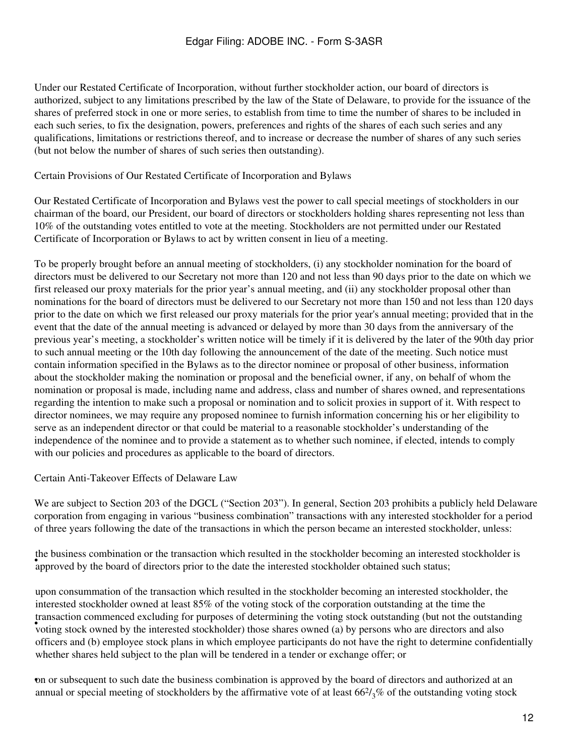Under our Restated Certificate of Incorporation, without further stockholder action, our board of directors is authorized, subject to any limitations prescribed by the law of the State of Delaware, to provide for the issuance of the shares of preferred stock in one or more series, to establish from time to time the number of shares to be included in each such series, to fix the designation, powers, preferences and rights of the shares of each such series and any qualifications, limitations or restrictions thereof, and to increase or decrease the number of shares of any such series (but not below the number of shares of such series then outstanding).

## Certain Provisions of Our Restated Certificate of Incorporation and Bylaws

Our Restated Certificate of Incorporation and Bylaws vest the power to call special meetings of stockholders in our chairman of the board, our President, our board of directors or stockholders holding shares representing not less than 10% of the outstanding votes entitled to vote at the meeting. Stockholders are not permitted under our Restated Certificate of Incorporation or Bylaws to act by written consent in lieu of a meeting.

To be properly brought before an annual meeting of stockholders, (i) any stockholder nomination for the board of directors must be delivered to our Secretary not more than 120 and not less than 90 days prior to the date on which we first released our proxy materials for the prior year's annual meeting, and (ii) any stockholder proposal other than nominations for the board of directors must be delivered to our Secretary not more than 150 and not less than 120 days prior to the date on which we first released our proxy materials for the prior year's annual meeting; provided that in the event that the date of the annual meeting is advanced or delayed by more than 30 days from the anniversary of the previous year's meeting, a stockholder's written notice will be timely if it is delivered by the later of the 90th day prior to such annual meeting or the 10th day following the announcement of the date of the meeting. Such notice must contain information specified in the Bylaws as to the director nominee or proposal of other business, information about the stockholder making the nomination or proposal and the beneficial owner, if any, on behalf of whom the nomination or proposal is made, including name and address, class and number of shares owned, and representations regarding the intention to make such a proposal or nomination and to solicit proxies in support of it. With respect to director nominees, we may require any proposed nominee to furnish information concerning his or her eligibility to serve as an independent director or that could be material to a reasonable stockholder's understanding of the independence of the nominee and to provide a statement as to whether such nominee, if elected, intends to comply with our policies and procedures as applicable to the board of directors.

## Certain Anti-Takeover Effects of Delaware Law

We are subject to Section 203 of the DGCL ("Section 203"). In general, Section 203 prohibits a publicly held Delaware corporation from engaging in various "business combination" transactions with any interested stockholder for a period of three years following the date of the transactions in which the person became an interested stockholder, unless:

- the business combination or the transaction which resulted in the stockholder becoming an interested stockholder is approved by the board of directors prior to the date the interested stockholder obtained such status;
- upon consummation of the transaction which resulted in the stockholder becoming an interested stockholder, the interested stockholder owned at least 85% of the voting stock of the corporation outstanding at the time the transaction commenced excluding for purposes of determining the voting stock outstanding (but not the outstanding voting stock owned by the interested stockholder) those shares owned (a) by persons who are directors and also officers and (b) employee stock plans in which employee participants do not have the right to determine confidentially whether shares held subject to the plan will be tendered in a tender or exchange offer; or
- on or subsequent to such date the business combination is approved by the board of directors and authorized at an annual or special meeting of stockholders by the affirmative vote of at least $66^2/_3$% of the outstanding voting stock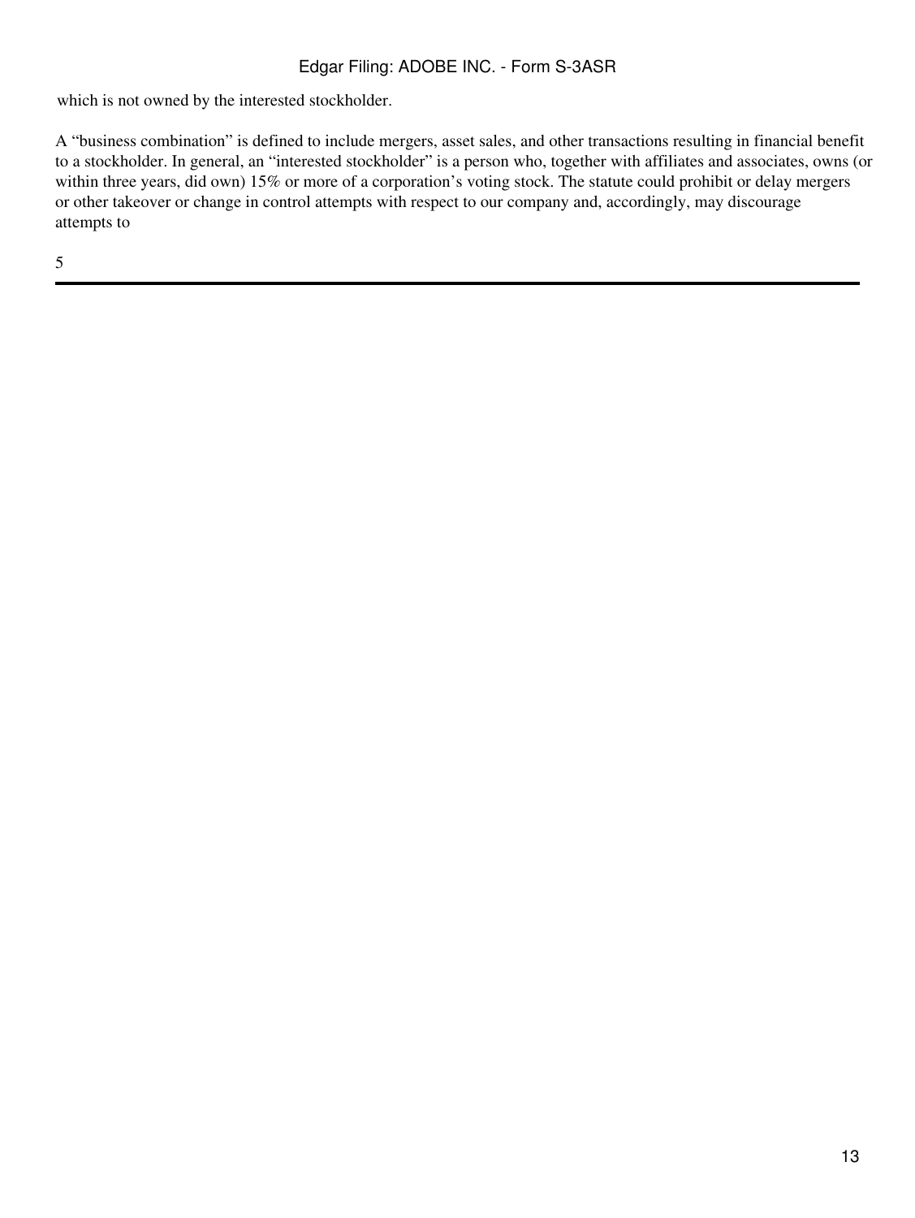which is not owned by the interested stockholder.

A “business combination” is defined to include mergers, asset sales, and other transactions resulting in financial benefit to a stockholder. In general, an “interested stockholder” is a person who, together with affiliates and associates, owns (or within three years, did own) 15% or more of a corporation’s voting stock. The statute could prohibit or delay mergers or other takeover or change in control attempts with respect to our company and, accordingly, may discourage attempts to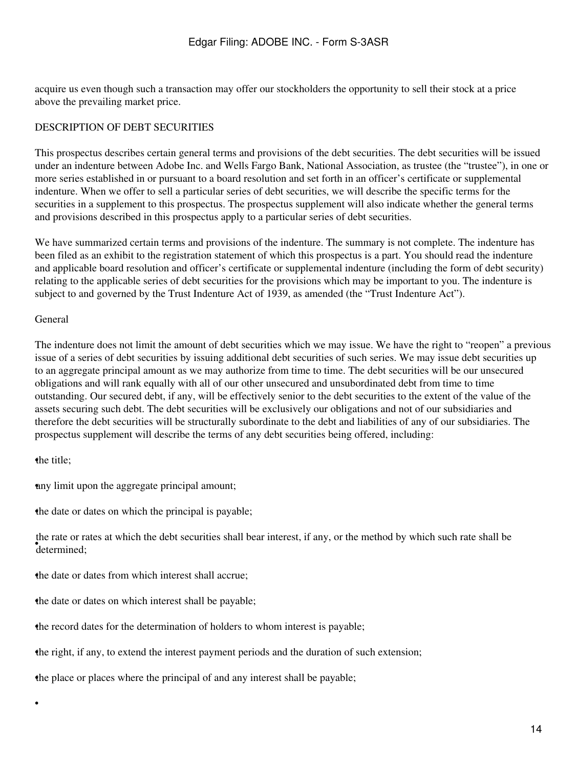acquire us even though such a transaction may offer our stockholders the opportunity to sell their stock at a price above the prevailing market price.

## DESCRIPTION OF DEBT SECURITIES

This prospectus describes certain general terms and provisions of the debt securities. The debt securities will be issued under an indenture between Adobe Inc. and Wells Fargo Bank, National Association, as trustee (the "trustee"), in one or more series established in or pursuant to a board resolution and set forth in an officer's certificate or supplemental indenture. When we offer to sell a particular series of debt securities, we will describe the specific terms for the securities in a supplement to this prospectus. The prospectus supplement will also indicate whether the general terms and provisions described in this prospectus apply to a particular series of debt securities.

We have summarized certain terms and provisions of the indenture. The summary is not complete. The indenture has been filed as an exhibit to the registration statement of which this prospectus is a part. You should read the indenture and applicable board resolution and officer's certificate or supplemental indenture (including the form of debt security) relating to the applicable series of debt securities for the provisions which may be important to you. The indenture is subject to and governed by the Trust Indenture Act of 1939, as amended (the "Trust Indenture Act").

### General

The indenture does not limit the amount of debt securities which we may issue. We have the right to "reopen" a previous issue of a series of debt securities by issuing additional debt securities of such series. We may issue debt securities up to an aggregate principal amount as we may authorize from time to time. The debt securities will be our unsecured obligations and will rank equally with all of our other unsecured and unsubordinated debt from time to time outstanding. Our secured debt, if any, will be effectively senior to the debt securities to the extent of the value of the assets securing such debt. The debt securities will be exclusively our obligations and not of our subsidiaries and therefore the debt securities will be structurally subordinate to the debt and liabilities of any of our subsidiaries. The prospectus supplement will describe the terms of any debt securities being offered, including:

- the title;
- any limit upon the aggregate principal amount;
- the date or dates on which the principal is payable;
- the rate or rates at which the debt securities shall bear interest, if any, or the method by which such rate shall be determined;
- the date or dates from which interest shall accrue;
- the date or dates on which interest shall be payable;
- the record dates for the determination of holders to whom interest is payable;
- the right, if any, to extend the interest payment periods and the duration of such extension;
- the place or places where the principal of and any interest shall be payable;
-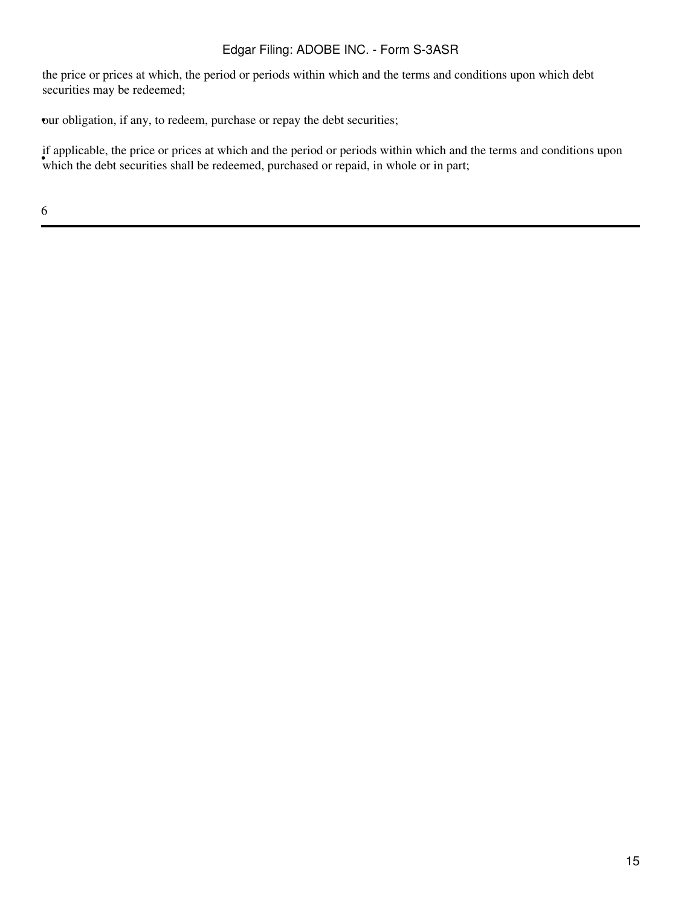the price or prices at which, the period or periods within which and the terms and conditions upon which debt securities may be redeemed;

- our obligation, if any, to redeem, purchase or repay the debt securities;
- if applicable, the price or prices at which and the period or periods within which and the terms and conditions upon which the debt securities shall be redeemed, purchased or repaid, in whole or in part;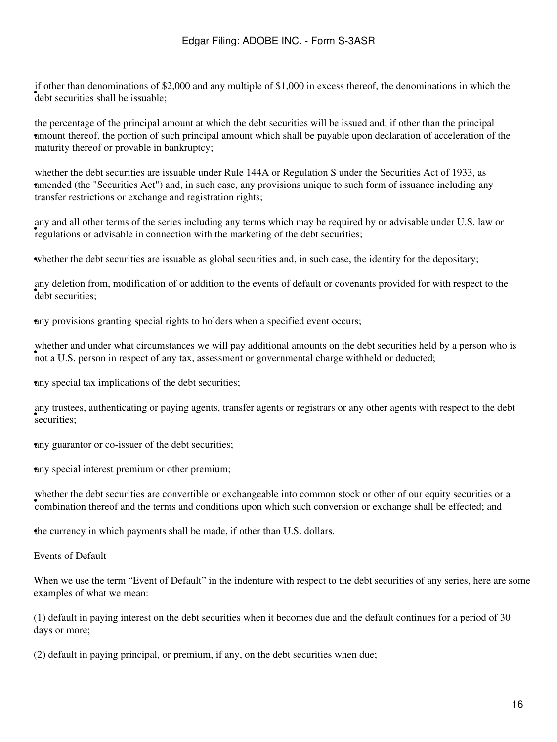- if other than denominations of $2,000 and any multiple of $1,000 in excess thereof, the denominations in which the debt securities shall be issuable;
- the percentage of the principal amount at which the debt securities will be issued and, if other than the principal amount thereof, the portion of such principal amount which shall be payable upon declaration of acceleration of the maturity thereof or provable in bankruptcy;
- whether the debt securities are issuable under Rule 144A or Regulation S under the Securities Act of 1933, as amended (the "Securities Act") and, in such case, any provisions unique to such form of issuance including any transfer restrictions or exchange and registration rights;
- any and all other terms of the series including any terms which may be required by or advisable under U.S. law or regulations or advisable in connection with the marketing of the debt securities;
- whether the debt securities are issuable as global securities and, in such case, the identity for the depositary;
- any deletion from, modification of or addition to the events of default or covenants provided for with respect to the debt securities;
- any provisions granting special rights to holders when a specified event occurs;
- whether and under what circumstances we will pay additional amounts on the debt securities held by a person who is not a U.S. person in respect of any tax, assessment or governmental charge withheld or deducted;
- any special tax implications of the debt securities;
- any trustees, authenticating or paying agents, transfer agents or registrars or any other agents with respect to the debt securities;
- any guarantor or co-issuer of the debt securities;
- any special interest premium or other premium;
- whether the debt securities are convertible or exchangeable into common stock or other of our equity securities or a combination thereof and the terms and conditions upon which such conversion or exchange shall be effected; and
- the currency in which payments shall be made, if other than U.S. dollars.

## Events of Default

When we use the term "Event of Default" in the indenture with respect to the debt securities of any series, here are some examples of what we mean:

(1) default in paying interest on the debt securities when it becomes due and the default continues for a period of 30 days or more;

(2) default in paying principal, or premium, if any, on the debt securities when due;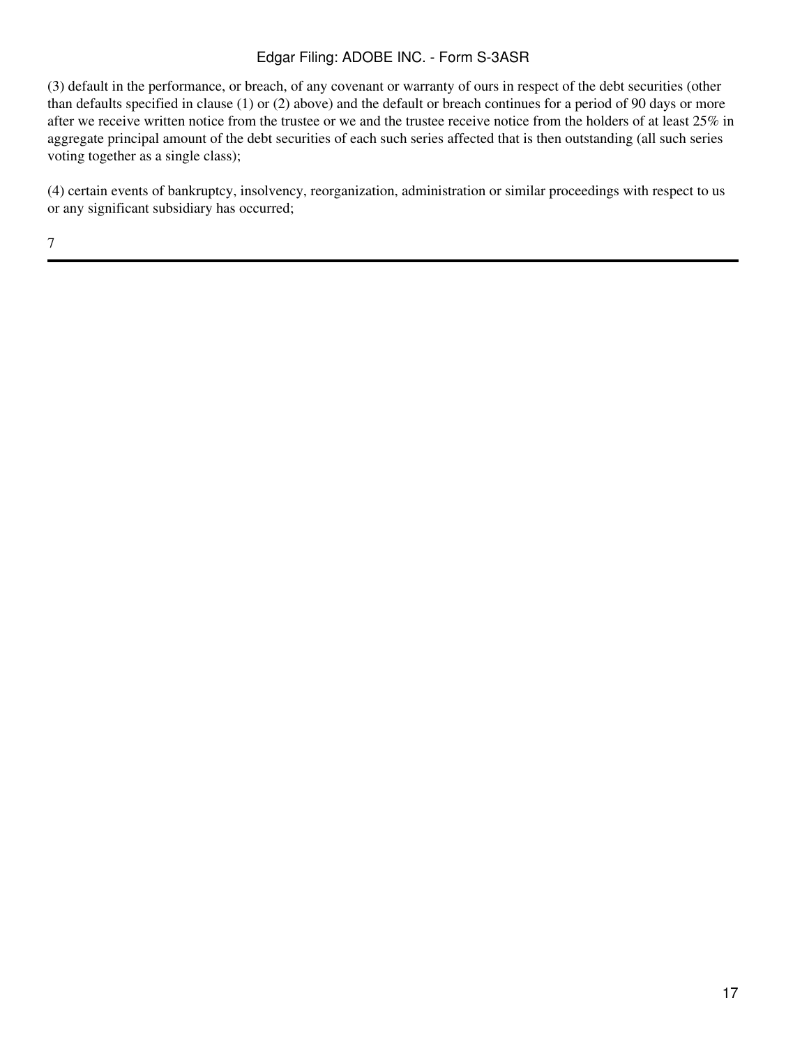(3) default in the performance, or breach, of any covenant or warranty of ours in respect of the debt securities (other than defaults specified in clause (1) or (2) above) and the default or breach continues for a period of 90 days or more after we receive written notice from the trustee or we and the trustee receive notice from the holders of at least 25% in aggregate principal amount of the debt securities of each such series affected that is then outstanding (all such series voting together as a single class);

(4) certain events of bankruptcy, insolvency, reorganization, administration or similar proceedings with respect to us or any significant subsidiary has occurred;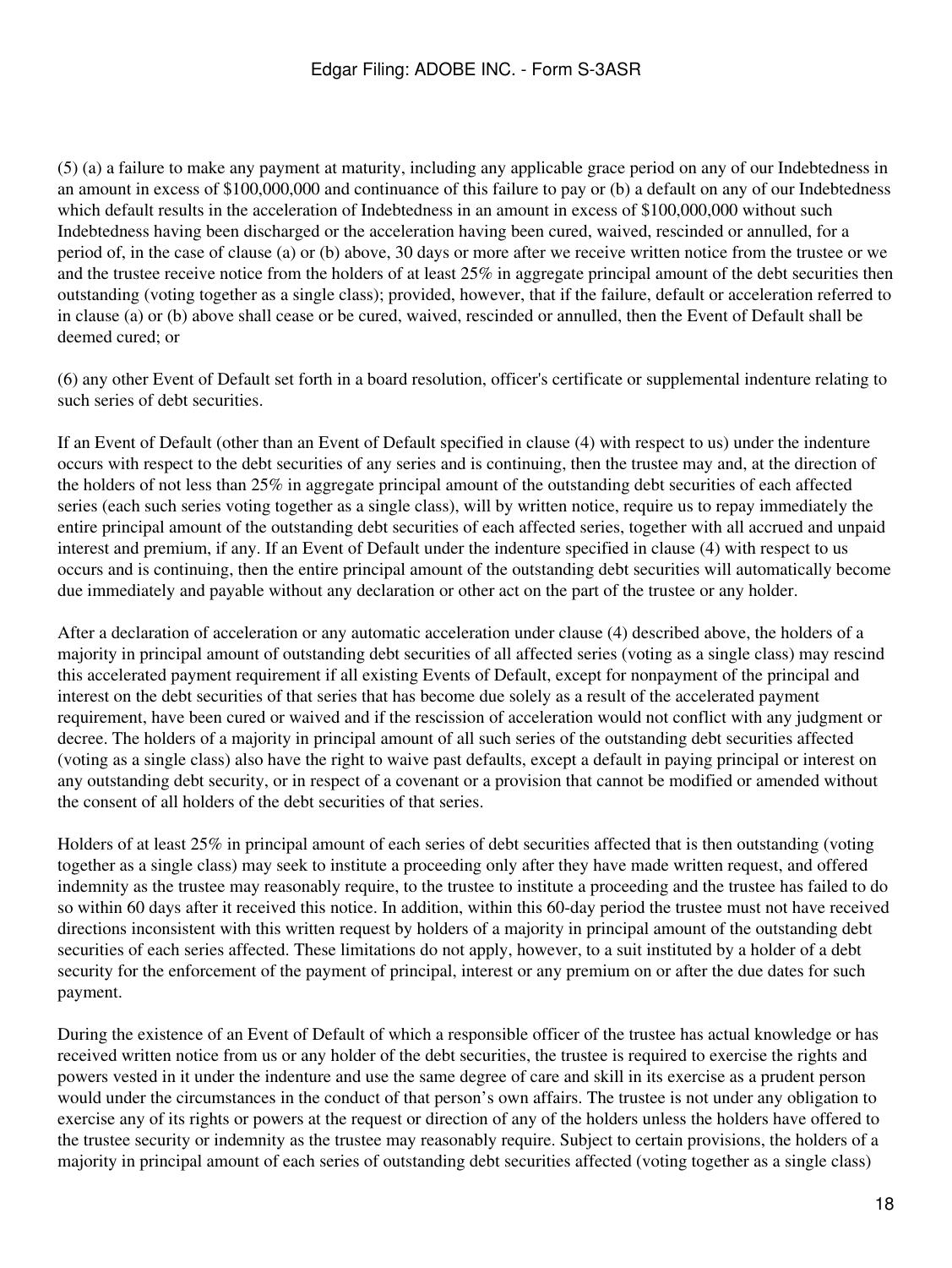(5) (a) a failure to make any payment at maturity, including any applicable grace period on any of our Indebtedness in an amount in excess of $100,000,000 and continuance of this failure to pay or (b) a default on any of our Indebtedness which default results in the acceleration of Indebtedness in an amount in excess of $100,000,000 without such Indebtedness having been discharged or the acceleration having been cured, waived, rescinded or annulled, for a period of, in the case of clause (a) or (b) above, 30 days or more after we receive written notice from the trustee or we and the trustee receive notice from the holders of at least 25% in aggregate principal amount of the debt securities then outstanding (voting together as a single class); provided, however, that if the failure, default or acceleration referred to in clause (a) or (b) above shall cease or be cured, waived, rescinded or annulled, then the Event of Default shall be deemed cured; or

(6) any other Event of Default set forth in a board resolution, officer's certificate or supplemental indenture relating to such series of debt securities.

If an Event of Default (other than an Event of Default specified in clause (4) with respect to us) under the indenture occurs with respect to the debt securities of any series and is continuing, then the trustee may and, at the direction of the holders of not less than 25% in aggregate principal amount of the outstanding debt securities of each affected series (each such series voting together as a single class), will by written notice, require us to repay immediately the entire principal amount of the outstanding debt securities of each affected series, together with all accrued and unpaid interest and premium, if any. If an Event of Default under the indenture specified in clause (4) with respect to us occurs and is continuing, then the entire principal amount of the outstanding debt securities will automatically become due immediately and payable without any declaration or other act on the part of the trustee or any holder.

After a declaration of acceleration or any automatic acceleration under clause (4) described above, the holders of a majority in principal amount of outstanding debt securities of all affected series (voting as a single class) may rescind this accelerated payment requirement if all existing Events of Default, except for nonpayment of the principal and interest on the debt securities of that series that has become due solely as a result of the accelerated payment requirement, have been cured or waived and if the rescission of acceleration would not conflict with any judgment or decree. The holders of a majority in principal amount of all such series of the outstanding debt securities affected (voting as a single class) also have the right to waive past defaults, except a default in paying principal or interest on any outstanding debt security, or in respect of a covenant or a provision that cannot be modified or amended without the consent of all holders of the debt securities of that series.

Holders of at least 25% in principal amount of each series of debt securities affected that is then outstanding (voting together as a single class) may seek to institute a proceeding only after they have made written request, and offered indemnity as the trustee may reasonably require, to the trustee to institute a proceeding and the trustee has failed to do so within 60 days after it received this notice. In addition, within this 60-day period the trustee must not have received directions inconsistent with this written request by holders of a majority in principal amount of the outstanding debt securities of each series affected. These limitations do not apply, however, to a suit instituted by a holder of a debt security for the enforcement of the payment of principal, interest or any premium on or after the due dates for such payment.

During the existence of an Event of Default of which a responsible officer of the trustee has actual knowledge or has received written notice from us or any holder of the debt securities, the trustee is required to exercise the rights and powers vested in it under the indenture and use the same degree of care and skill in its exercise as a prudent person would under the circumstances in the conduct of that person's own affairs. The trustee is not under any obligation to exercise any of its rights or powers at the request or direction of any of the holders unless the holders have offered to the trustee security or indemnity as the trustee may reasonably require. Subject to certain provisions, the holders of a majority in principal amount of each series of outstanding debt securities affected (voting together as a single class)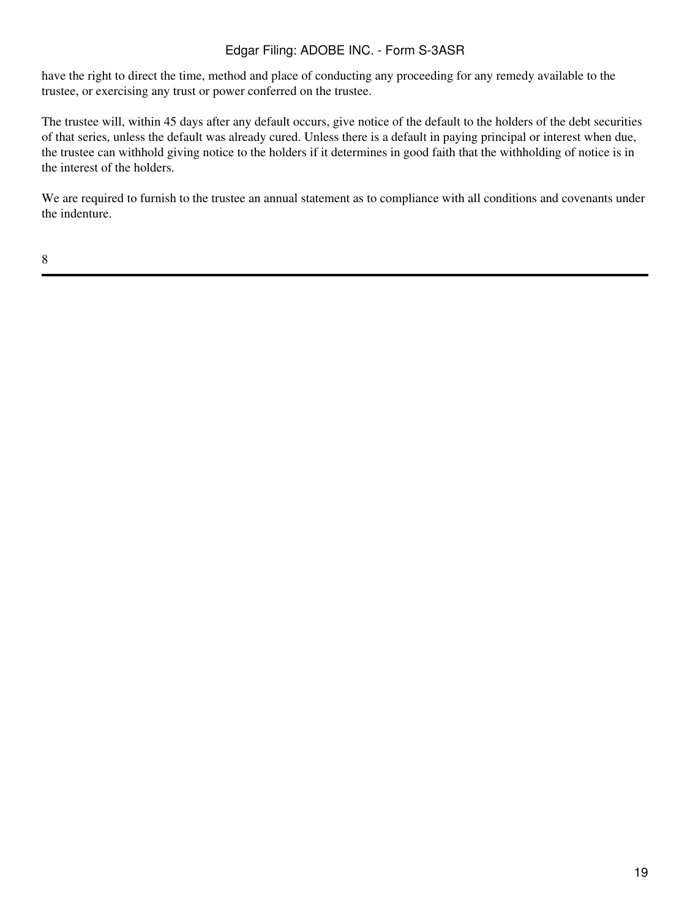have the right to direct the time, method and place of conducting any proceeding for any remedy available to the trustee, or exercising any trust or power conferred on the trustee.

The trustee will, within 45 days after any default occurs, give notice of the default to the holders of the debt securities of that series, unless the default was already cured. Unless there is a default in paying principal or interest when due, the trustee can withhold giving notice to the holders if it determines in good faith that the withholding of notice is in the interest of the holders.

We are required to furnish to the trustee an annual statement as to compliance with all conditions and covenants under the indenture.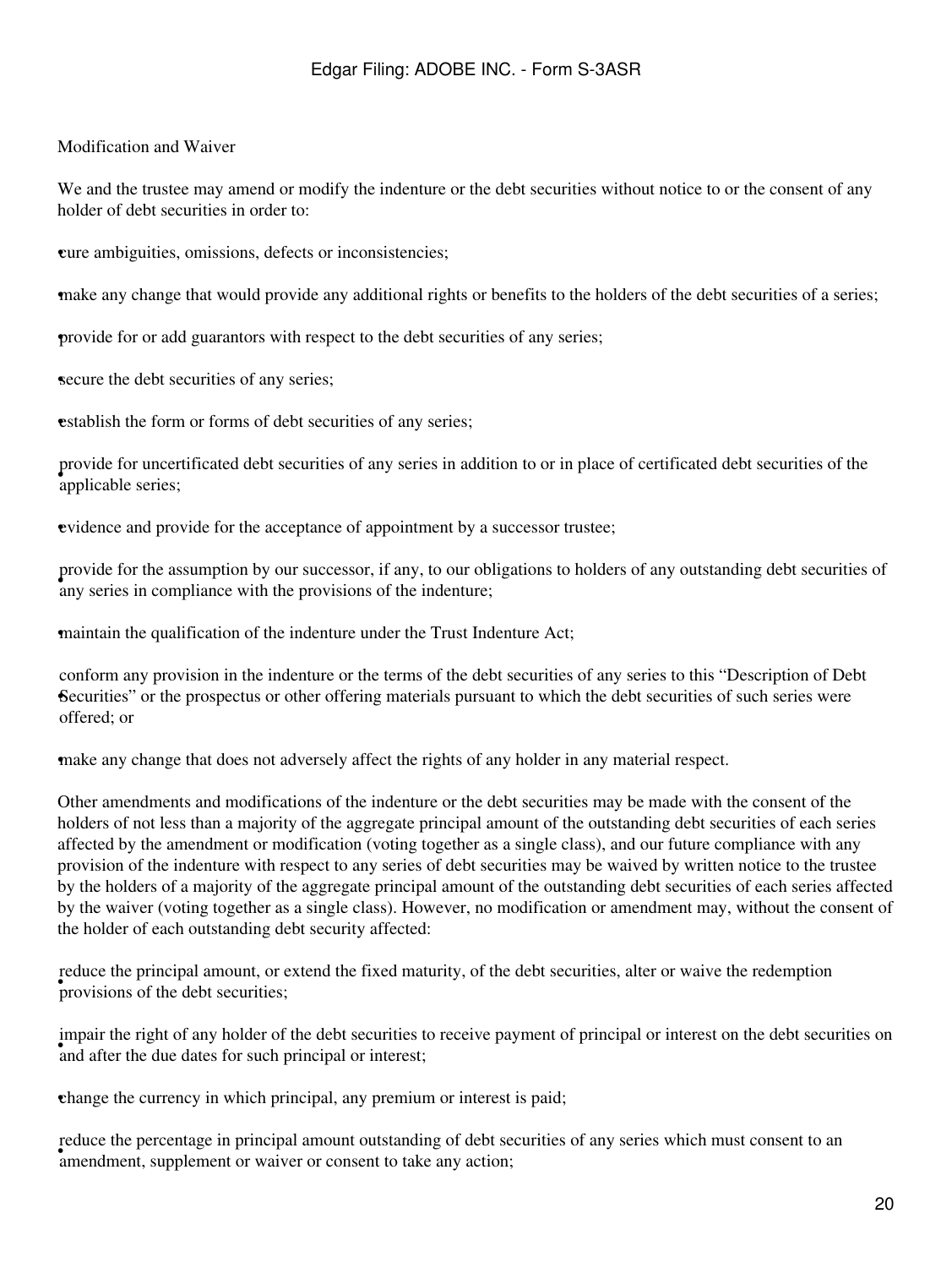Modification and Waiver

We and the trustee may amend or modify the indenture or the debt securities without notice to or the consent of any holder of debt securities in order to:

- cure ambiguities, omissions, defects or inconsistencies;
- make any change that would provide any additional rights or benefits to the holders of the debt securities of a series;
- provide for or add guarantors with respect to the debt securities of any series;
- secure the debt securities of any series;
- establish the form or forms of debt securities of any series;
- provide for uncertificated debt securities of any series in addition to or in place of certificated debt securities of the applicable series;
- evidence and provide for the acceptance of appointment by a successor trustee;
- provide for the assumption by our successor, if any, to our obligations to holders of any outstanding debt securities of any series in compliance with the provisions of the indenture;
- maintain the qualification of the indenture under the Trust Indenture Act;
- conform any provision in the indenture or the terms of the debt securities of any series to this “Description of Debt Securities” or the prospectus or other offering materials pursuant to which the debt securities of such series were offered; or
- make any change that does not adversely affect the rights of any holder in any material respect.

Other amendments and modifications of the indenture or the debt securities may be made with the consent of the holders of not less than a majority of the aggregate principal amount of the outstanding debt securities of each series affected by the amendment or modification (voting together as a single class), and our future compliance with any provision of the indenture with respect to any series of debt securities may be waived by written notice to the trustee by the holders of a majority of the aggregate principal amount of the outstanding debt securities of each series affected by the waiver (voting together as a single class). However, no modification or amendment may, without the consent of the holder of each outstanding debt security affected:

- reduce the principal amount, or extend the fixed maturity, of the debt securities, alter or waive the redemption provisions of the debt securities;
- impair the right of any holder of the debt securities to receive payment of principal or interest on the debt securities on and after the due dates for such principal or interest;
- change the currency in which principal, any premium or interest is paid;
- reduce the percentage in principal amount outstanding of debt securities of any series which must consent to an amendment, supplement or waiver or consent to take any action;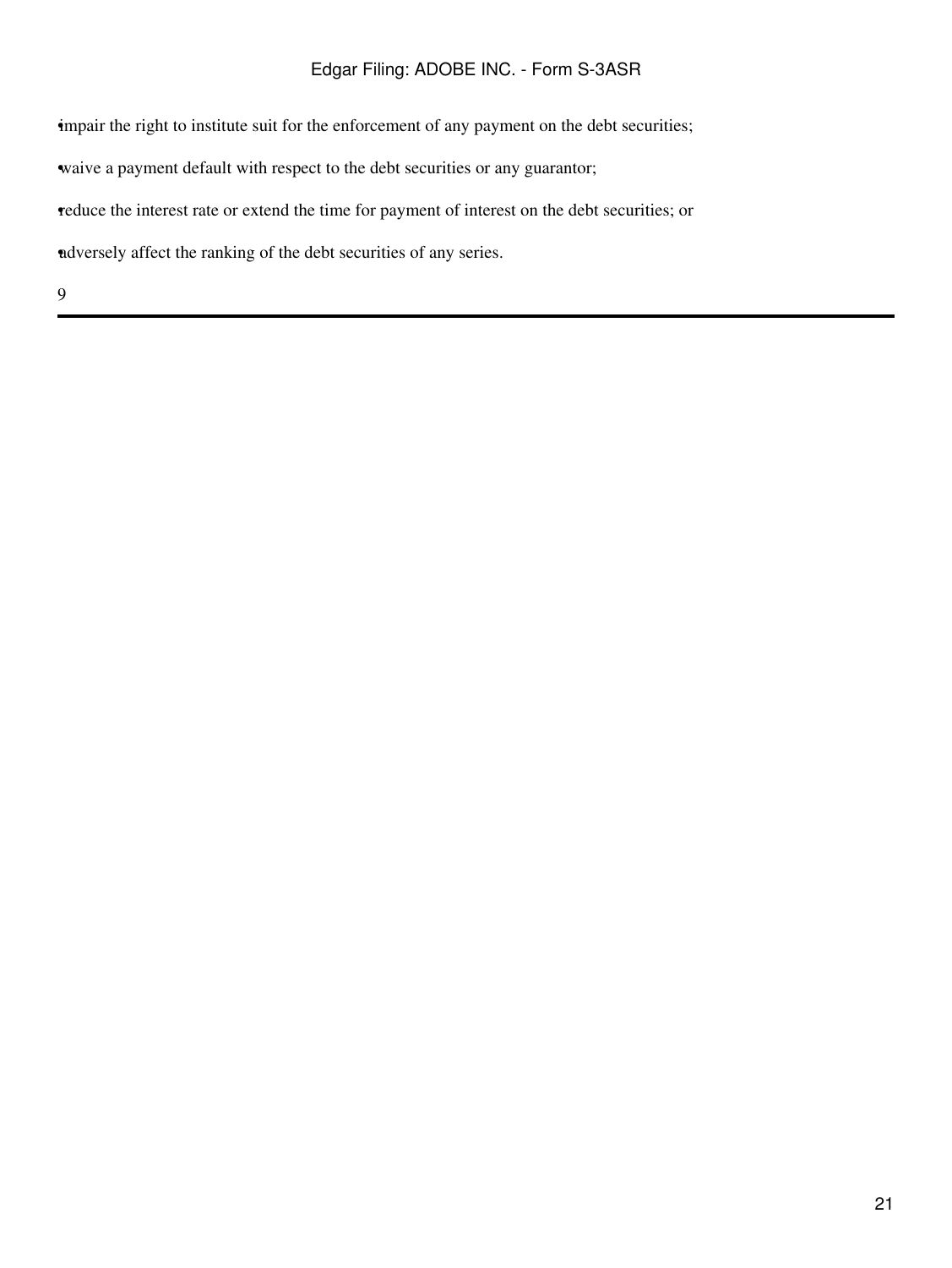- impair the right to institute suit for the enforcement of any payment on the debt securities;
- waive a payment default with respect to the debt securities or any guarantor;
- reduce the interest rate or extend the time for payment of interest on the debt securities; or
- adversely affect the ranking of the debt securities of any series.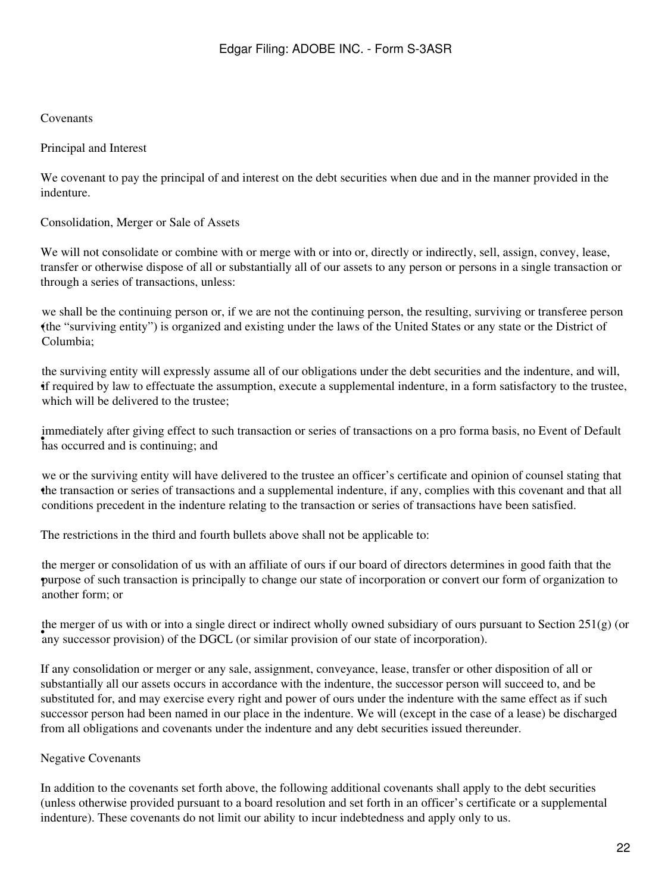## Covenants

### Principal and Interest

We covenant to pay the principal of and interest on the debt securities when due and in the manner provided in the indenture.

### Consolidation, Merger or Sale of Assets

We will not consolidate or combine with or merge with or into or, directly or indirectly, sell, assign, convey, lease, transfer or otherwise dispose of all or substantially all of our assets to any person or persons in a single transaction or through a series of transactions, unless:

- we shall be the continuing person or, if we are not the continuing person, the resulting, surviving or transferee person (the "surviving entity") is organized and existing under the laws of the United States or any state or the District of Columbia;
- the surviving entity will expressly assume all of our obligations under the debt securities and the indenture, and will, if required by law to effectuate the assumption, execute a supplemental indenture, in a form satisfactory to the trustee, which will be delivered to the trustee;
- immediately after giving effect to such transaction or series of transactions on a pro forma basis, no Event of Default has occurred and is continuing; and
- we or the surviving entity will have delivered to the trustee an officer's certificate and opinion of counsel stating that the transaction or series of transactions and a supplemental indenture, if any, complies with this covenant and that all conditions precedent in the indenture relating to the transaction or series of transactions have been satisfied.

The restrictions in the third and fourth bullets above shall not be applicable to:

- the merger or consolidation of us with an affiliate of ours if our board of directors determines in good faith that the purpose of such transaction is principally to change our state of incorporation or convert our form of organization to another form; or
- the merger of us with or into a single direct or indirect wholly owned subsidiary of ours pursuant to Section 251(g) (or any successor provision) of the DGCL (or similar provision of our state of incorporation).

If any consolidation or merger or any sale, assignment, conveyance, lease, transfer or other disposition of all or substantially all our assets occurs in accordance with the indenture, the successor person will succeed to, and be substituted for, and may exercise every right and power of ours under the indenture with the same effect as if such successor person had been named in our place in the indenture. We will (except in the case of a lease) be discharged from all obligations and covenants under the indenture and any debt securities issued thereunder.

### Negative Covenants

In addition to the covenants set forth above, the following additional covenants shall apply to the debt securities (unless otherwise provided pursuant to a board resolution and set forth in an officer's certificate or a supplemental indenture). These covenants do not limit our ability to incur indebtedness and apply only to us.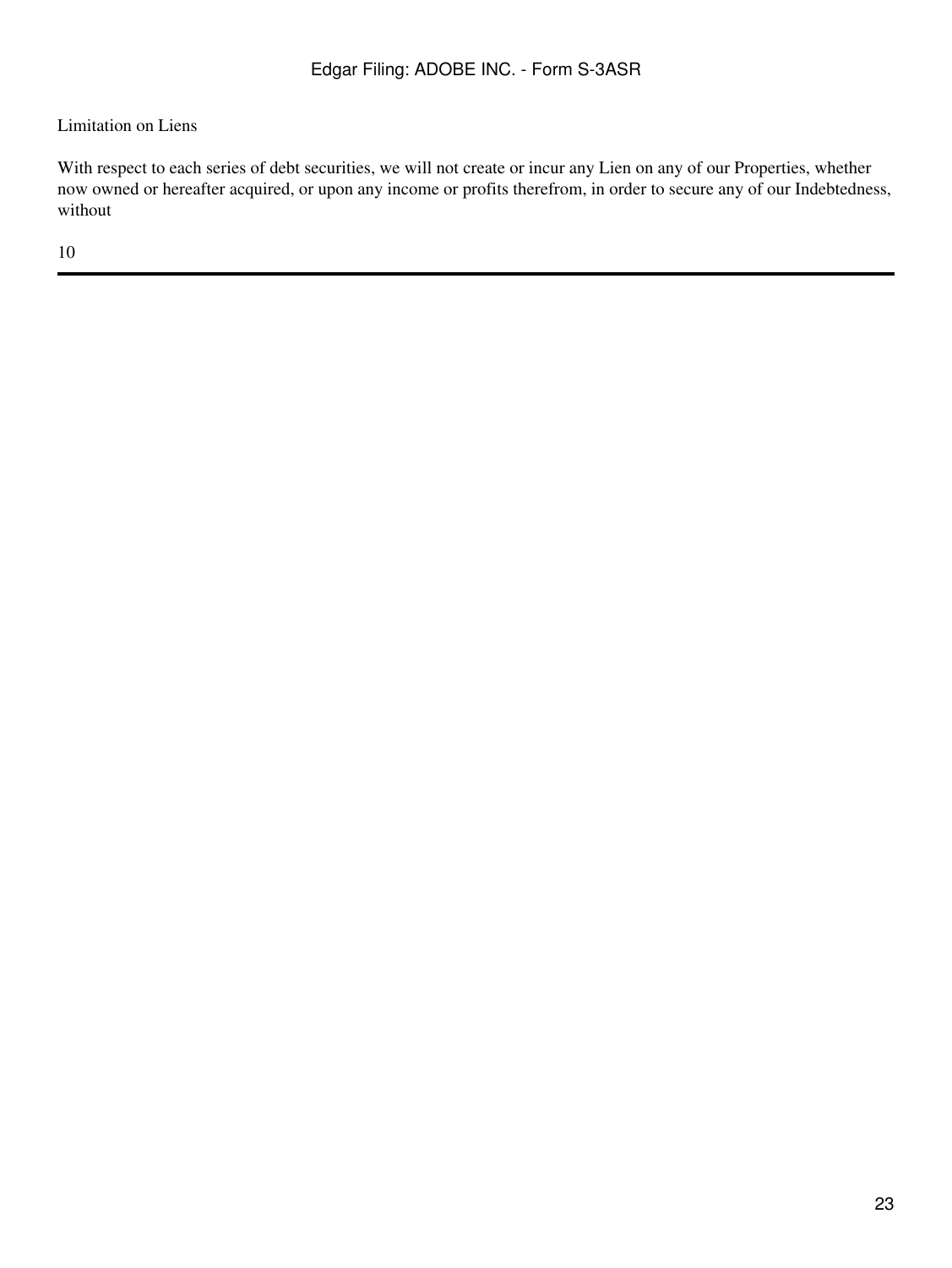Limitation on Liens

With respect to each series of debt securities, we will not create or incur any Lien on any of our Properties, whether now owned or hereafter acquired, or upon any income or profits therefrom, in order to secure any of our Indebtedness, without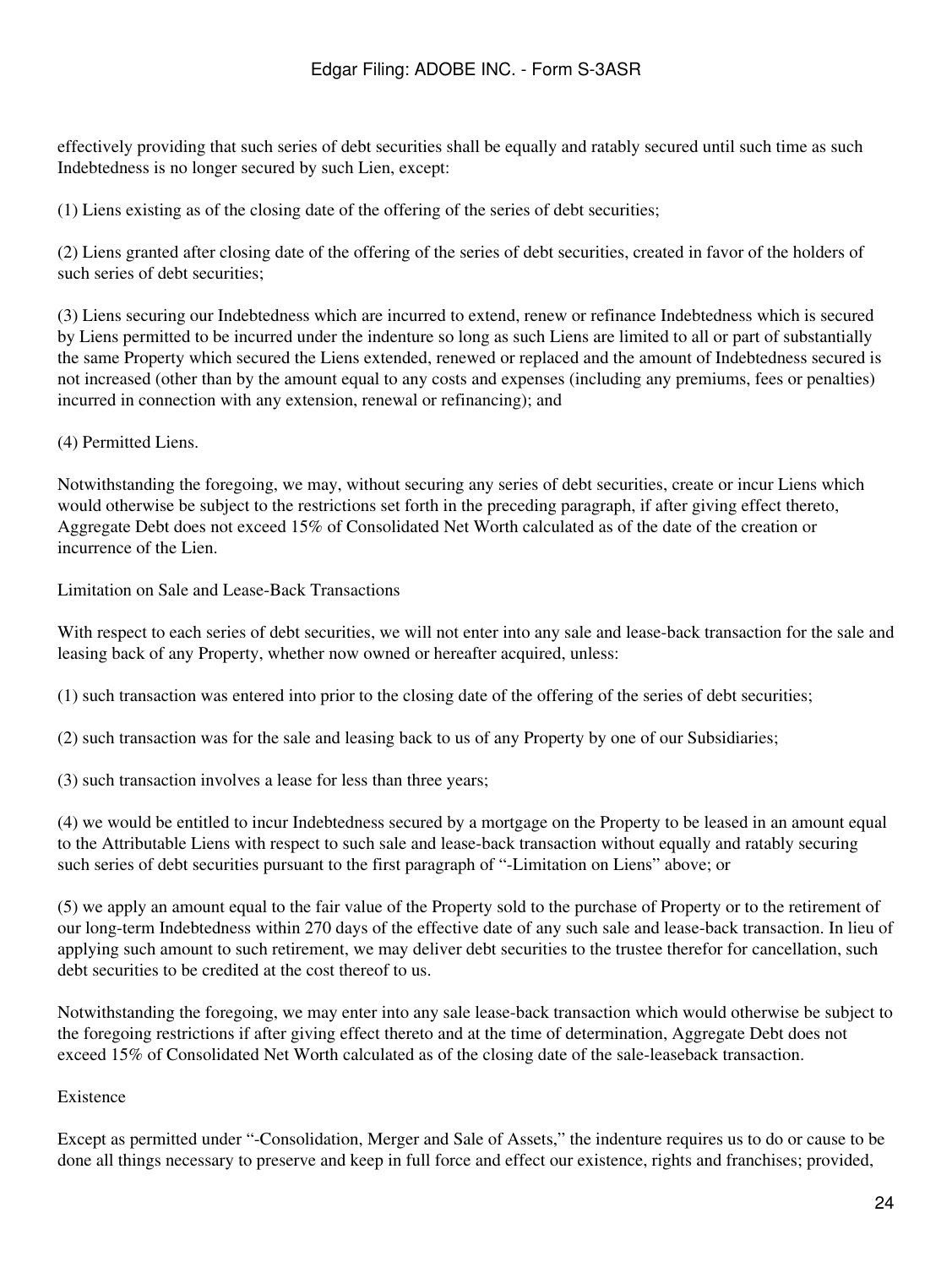effectively providing that such series of debt securities shall be equally and ratably secured until such time as such Indebtedness is no longer secured by such Lien, except:

(1) Liens existing as of the closing date of the offering of the series of debt securities;

(2) Liens granted after closing date of the offering of the series of debt securities, created in favor of the holders of such series of debt securities;

(3) Liens securing our Indebtedness which are incurred to extend, renew or refinance Indebtedness which is secured by Liens permitted to be incurred under the indenture so long as such Liens are limited to all or part of substantially the same Property which secured the Liens extended, renewed or replaced and the amount of Indebtedness secured is not increased (other than by the amount equal to any costs and expenses (including any premiums, fees or penalties) incurred in connection with any extension, renewal or refinancing); and

(4) Permitted Liens.

Notwithstanding the foregoing, we may, without securing any series of debt securities, create or incur Liens which would otherwise be subject to the restrictions set forth in the preceding paragraph, if after giving effect thereto, Aggregate Debt does not exceed 15% of Consolidated Net Worth calculated as of the date of the creation or incurrence of the Lien.

Limitation on Sale and Lease-Back Transactions

With respect to each series of debt securities, we will not enter into any sale and lease-back transaction for the sale and leasing back of any Property, whether now owned or hereafter acquired, unless:

(1) such transaction was entered into prior to the closing date of the offering of the series of debt securities;

(2) such transaction was for the sale and leasing back to us of any Property by one of our Subsidiaries;

(3) such transaction involves a lease for less than three years;

(4) we would be entitled to incur Indebtedness secured by a mortgage on the Property to be leased in an amount equal to the Attributable Liens with respect to such sale and lease-back transaction without equally and ratably securing such series of debt securities pursuant to the first paragraph of "-Limitation on Liens" above; or

(5) we apply an amount equal to the fair value of the Property sold to the purchase of Property or to the retirement of our long-term Indebtedness within 270 days of the effective date of any such sale and lease-back transaction. In lieu of applying such amount to such retirement, we may deliver debt securities to the trustee therefor for cancellation, such debt securities to be credited at the cost thereof to us.

Notwithstanding the foregoing, we may enter into any sale lease-back transaction which would otherwise be subject to the foregoing restrictions if after giving effect thereto and at the time of determination, Aggregate Debt does not exceed 15% of Consolidated Net Worth calculated as of the closing date of the sale-leaseback transaction.

Existence

Except as permitted under "-Consolidation, Merger and Sale of Assets," the indenture requires us to do or cause to be done all things necessary to preserve and keep in full force and effect our existence, rights and franchises; provided,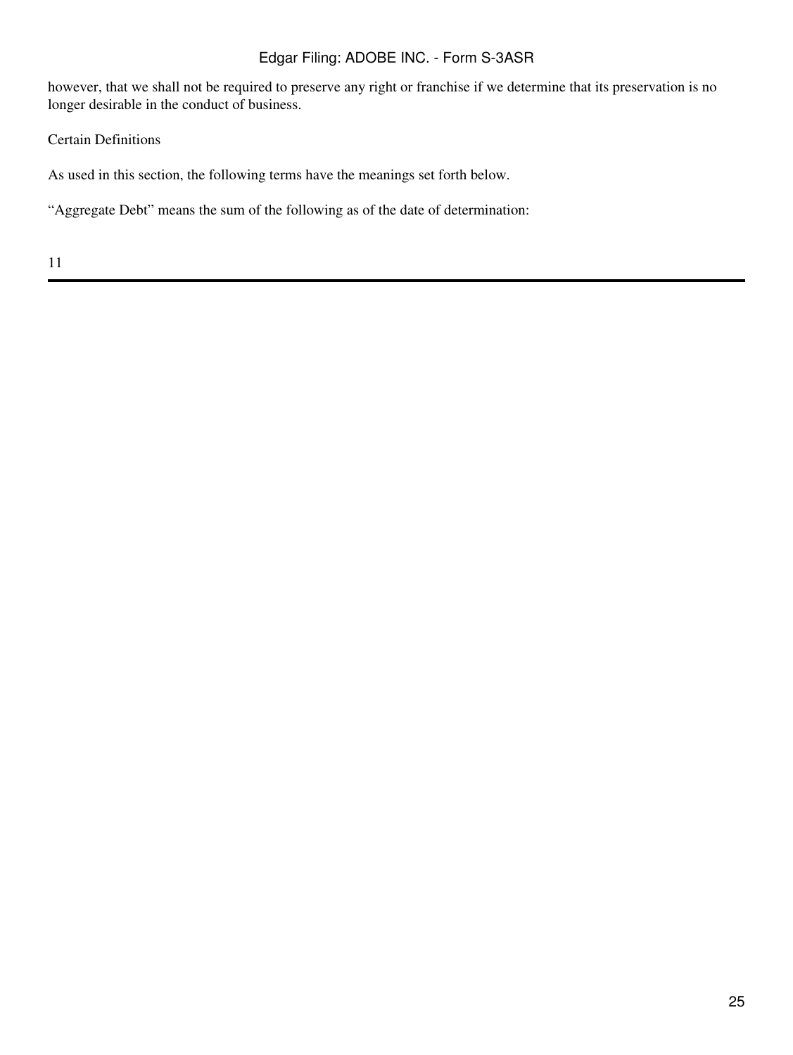however, that we shall not be required to preserve any right or franchise if we determine that its preservation is no longer desirable in the conduct of business.

Certain Definitions

As used in this section, the following terms have the meanings set forth below.

"Aggregate Debt" means the sum of the following as of the date of determination: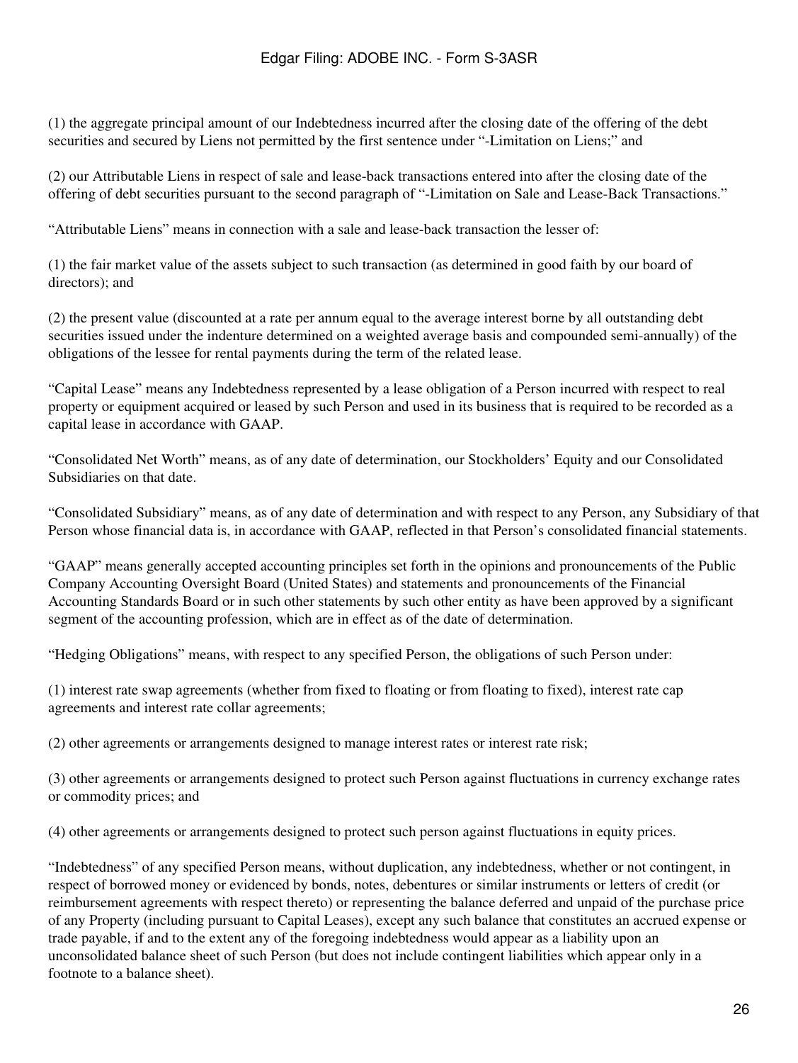(1) the aggregate principal amount of our Indebtedness incurred after the closing date of the offering of the debt securities and secured by Liens not permitted by the first sentence under "-Limitation on Liens;" and

(2) our Attributable Liens in respect of sale and lease-back transactions entered into after the closing date of the offering of debt securities pursuant to the second paragraph of "-Limitation on Sale and Lease-Back Transactions."

"Attributable Liens" means in connection with a sale and lease-back transaction the lesser of:

(1) the fair market value of the assets subject to such transaction (as determined in good faith by our board of directors); and

(2) the present value (discounted at a rate per annum equal to the average interest borne by all outstanding debt securities issued under the indenture determined on a weighted average basis and compounded semi-annually) of the obligations of the lessee for rental payments during the term of the related lease.

"Capital Lease" means any Indebtedness represented by a lease obligation of a Person incurred with respect to real property or equipment acquired or leased by such Person and used in its business that is required to be recorded as a capital lease in accordance with GAAP.

"Consolidated Net Worth" means, as of any date of determination, our Stockholders' Equity and our Consolidated Subsidiaries on that date.

"Consolidated Subsidiary" means, as of any date of determination and with respect to any Person, any Subsidiary of that Person whose financial data is, in accordance with GAAP, reflected in that Person's consolidated financial statements.

"GAAP" means generally accepted accounting principles set forth in the opinions and pronouncements of the Public Company Accounting Oversight Board (United States) and statements and pronouncements of the Financial Accounting Standards Board or in such other statements by such other entity as have been approved by a significant segment of the accounting profession, which are in effect as of the date of determination.

"Hedging Obligations" means, with respect to any specified Person, the obligations of such Person under:

(1) interest rate swap agreements (whether from fixed to floating or from floating to fixed), interest rate cap agreements and interest rate collar agreements;

(2) other agreements or arrangements designed to manage interest rates or interest rate risk;

(3) other agreements or arrangements designed to protect such Person against fluctuations in currency exchange rates or commodity prices; and

(4) other agreements or arrangements designed to protect such person against fluctuations in equity prices.

"Indebtedness" of any specified Person means, without duplication, any indebtedness, whether or not contingent, in respect of borrowed money or evidenced by bonds, notes, debentures or similar instruments or letters of credit (or reimbursement agreements with respect thereto) or representing the balance deferred and unpaid of the purchase price of any Property (including pursuant to Capital Leases), except any such balance that constitutes an accrued expense or trade payable, if and to the extent any of the foregoing indebtedness would appear as a liability upon an unconsolidated balance sheet of such Person (but does not include contingent liabilities which appear only in a footnote to a balance sheet).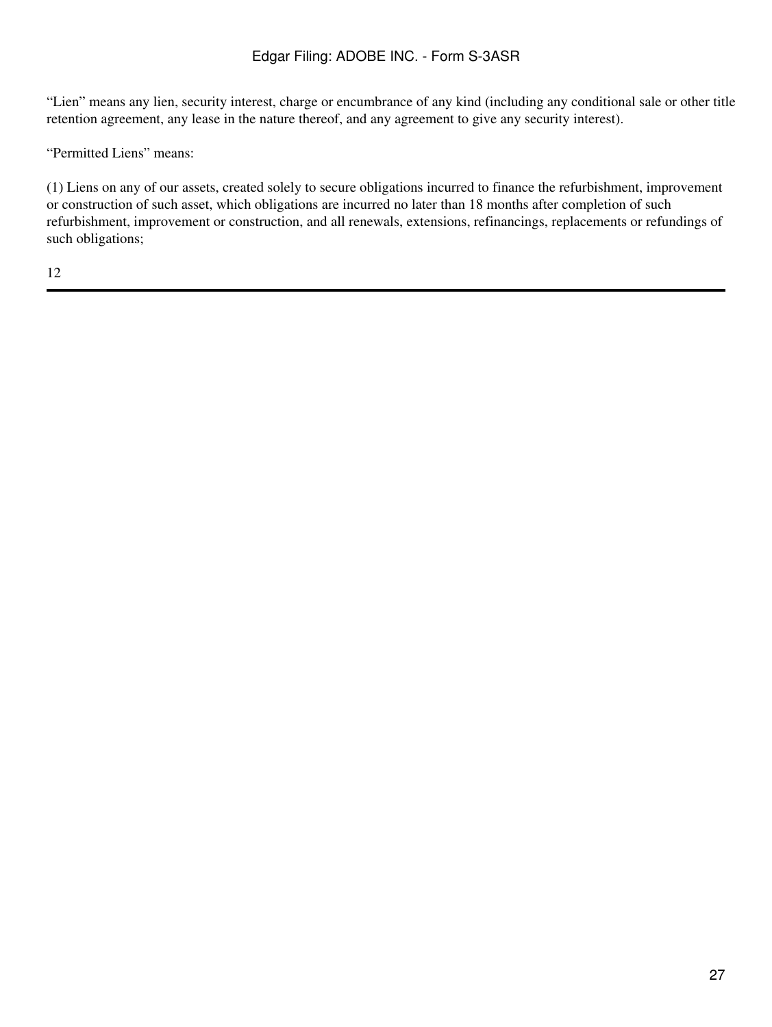"Lien" means any lien, security interest, charge or encumbrance of any kind (including any conditional sale or other title retention agreement, any lease in the nature thereof, and any agreement to give any security interest).

"Permitted Liens" means:

(1) Liens on any of our assets, created solely to secure obligations incurred to finance the refurbishment, improvement or construction of such asset, which obligations are incurred no later than 18 months after completion of such refurbishment, improvement or construction, and all renewals, extensions, refinancings, replacements or refundings of such obligations;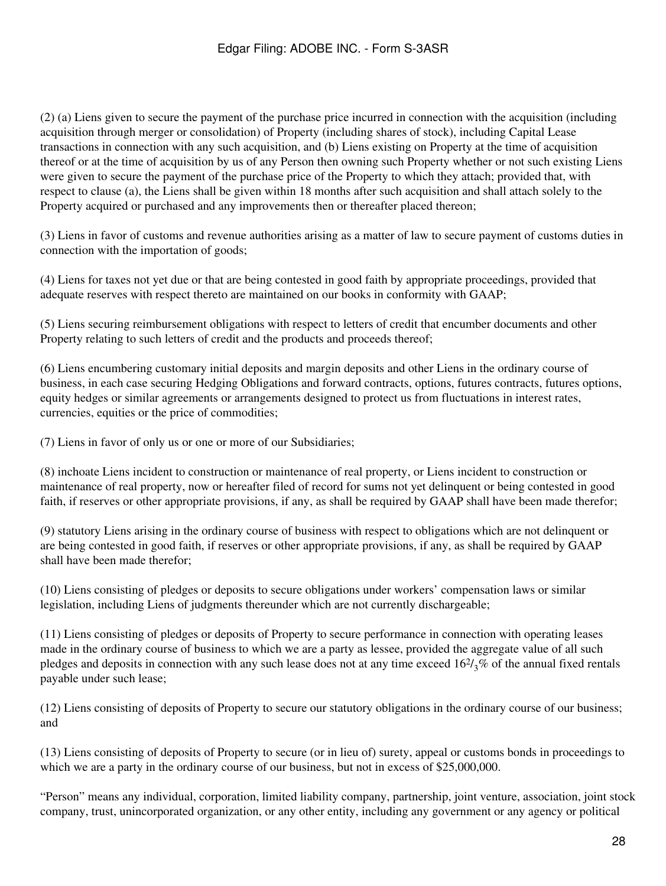(2) (a) Liens given to secure the payment of the purchase price incurred in connection with the acquisition (including acquisition through merger or consolidation) of Property (including shares of stock), including Capital Lease transactions in connection with any such acquisition, and (b) Liens existing on Property at the time of acquisition thereof or at the time of acquisition by us of any Person then owning such Property whether or not such existing Liens were given to secure the payment of the purchase price of the Property to which they attach; provided that, with respect to clause (a), the Liens shall be given within 18 months after such acquisition and shall attach solely to the Property acquired or purchased and any improvements then or thereafter placed thereon;

(3) Liens in favor of customs and revenue authorities arising as a matter of law to secure payment of customs duties in connection with the importation of goods;

(4) Liens for taxes not yet due or that are being contested in good faith by appropriate proceedings, provided that adequate reserves with respect thereto are maintained on our books in conformity with GAAP;

(5) Liens securing reimbursement obligations with respect to letters of credit that encumber documents and other Property relating to such letters of credit and the products and proceeds thereof;

(6) Liens encumbering customary initial deposits and margin deposits and other Liens in the ordinary course of business, in each case securing Hedging Obligations and forward contracts, options, futures contracts, futures options, equity hedges or similar agreements or arrangements designed to protect us from fluctuations in interest rates, currencies, equities or the price of commodities;

(7) Liens in favor of only us or one or more of our Subsidiaries;

(8) inchoate Liens incident to construction or maintenance of real property, or Liens incident to construction or maintenance of real property, now or hereafter filed of record for sums not yet delinquent or being contested in good faith, if reserves or other appropriate provisions, if any, as shall be required by GAAP shall have been made therefor;

(9) statutory Liens arising in the ordinary course of business with respect to obligations which are not delinquent or are being contested in good faith, if reserves or other appropriate provisions, if any, as shall be required by GAAP shall have been made therefor;

(10) Liens consisting of pledges or deposits to secure obligations under workers' compensation laws or similar legislation, including Liens of judgments thereunder which are not currently dischargeable;

(11) Liens consisting of pledges or deposits of Property to secure performance in connection with operating leases made in the ordinary course of business to which we are a party as lessee, provided the aggregate value of all such pledges and deposits in connection with any such lease does not at any time exceed $16^2/_3$% of the annual fixed rentals payable under such lease;

(12) Liens consisting of deposits of Property to secure our statutory obligations in the ordinary course of our business; and

(13) Liens consisting of deposits of Property to secure (or in lieu of) surety, appeal or customs bonds in proceedings to which we are a party in the ordinary course of our business, but not in excess of $25,000,000.

"Person" means any individual, corporation, limited liability company, partnership, joint venture, association, joint stock company, trust, unincorporated organization, or any other entity, including any government or any agency or political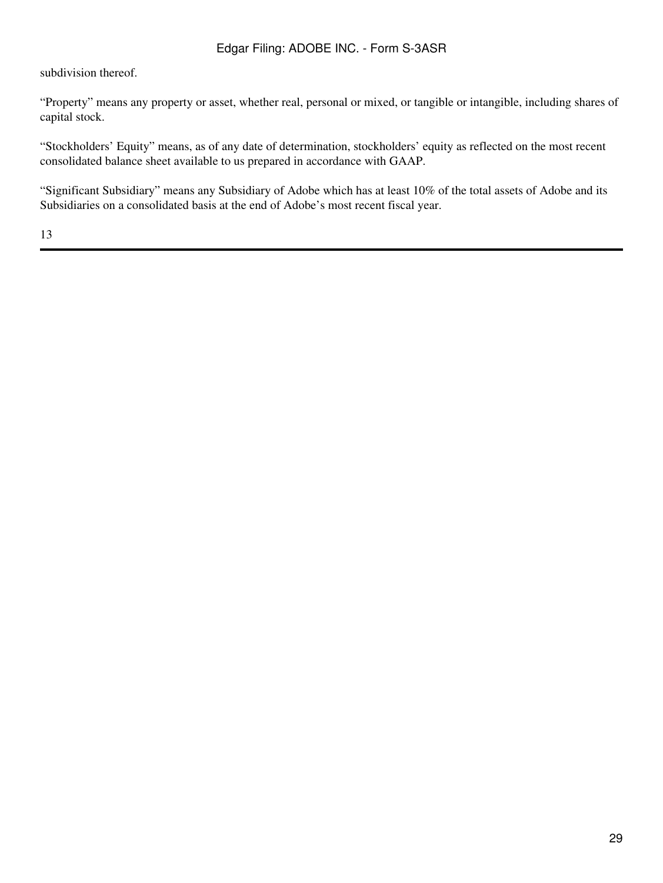subdivision thereof.

"Property" means any property or asset, whether real, personal or mixed, or tangible or intangible, including shares of capital stock.

"Stockholders' Equity" means, as of any date of determination, stockholders' equity as reflected on the most recent consolidated balance sheet available to us prepared in accordance with GAAP.

"Significant Subsidiary" means any Subsidiary of Adobe which has at least 10% of the total assets of Adobe and its Subsidiaries on a consolidated basis at the end of Adobe's most recent fiscal year.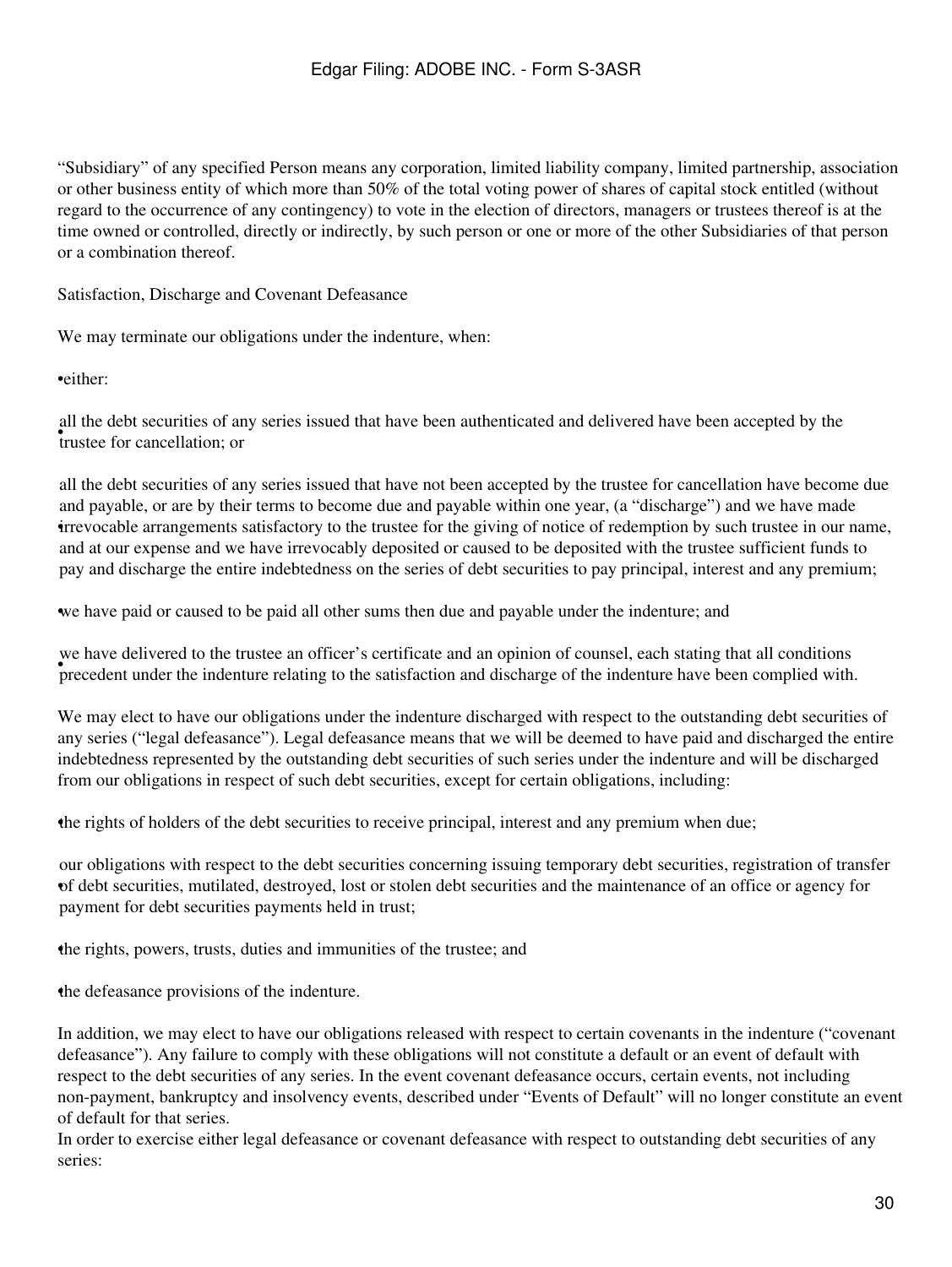"Subsidiary" of any specified Person means any corporation, limited liability company, limited partnership, association or other business entity of which more than 50% of the total voting power of shares of capital stock entitled (without regard to the occurrence of any contingency) to vote in the election of directors, managers or trustees thereof is at the time owned or controlled, directly or indirectly, by such person or one or more of the other Subsidiaries of that person or a combination thereof.

Satisfaction, Discharge and Covenant Defeasance

We may terminate our obligations under the indenture, when:

- either:
  - all the debt securities of any series issued that have been authenticated and delivered have been accepted by the trustee for cancellation; or
  - all the debt securities of any series issued that have not been accepted by the trustee for cancellation have become due and payable, or are by their terms to become due and payable within one year, (a "discharge") and we have made irrevocable arrangements satisfactory to the trustee for the giving of notice of redemption by such trustee in our name, and at our expense and we have irrevocably deposited or caused to be deposited with the trustee sufficient funds to pay and discharge the entire indebtedness on the series of debt securities to pay principal, interest and any premium;
- we have paid or caused to be paid all other sums then due and payable under the indenture; and
- we have delivered to the trustee an officer's certificate and an opinion of counsel, each stating that all conditions precedent under the indenture relating to the satisfaction and discharge of the indenture have been complied with.

We may elect to have our obligations under the indenture discharged with respect to the outstanding debt securities of any series ("legal defeasance"). Legal defeasance means that we will be deemed to have paid and discharged the entire indebtedness represented by the outstanding debt securities of such series under the indenture and will be discharged from our obligations in respect of such debt securities, except for certain obligations, including:

- the rights of holders of the debt securities to receive principal, interest and any premium when due;
- our obligations with respect to the debt securities concerning issuing temporary debt securities, registration of transfer of debt securities, mutilated, destroyed, lost or stolen debt securities and the maintenance of an office or agency for payment for debt securities payments held in trust;
- the rights, powers, trusts, duties and immunities of the trustee; and
- the defeasance provisions of the indenture.

In addition, we may elect to have our obligations released with respect to certain covenants in the indenture ("covenant defeasance"). Any failure to comply with these obligations will not constitute a default or an event of default with respect to the debt securities of any series. In the event covenant defeasance occurs, certain events, not including non-payment, bankruptcy and insolvency events, described under "Events of Default" will no longer constitute an event of default for that series.

In order to exercise either legal defeasance or covenant defeasance with respect to outstanding debt securities of any series: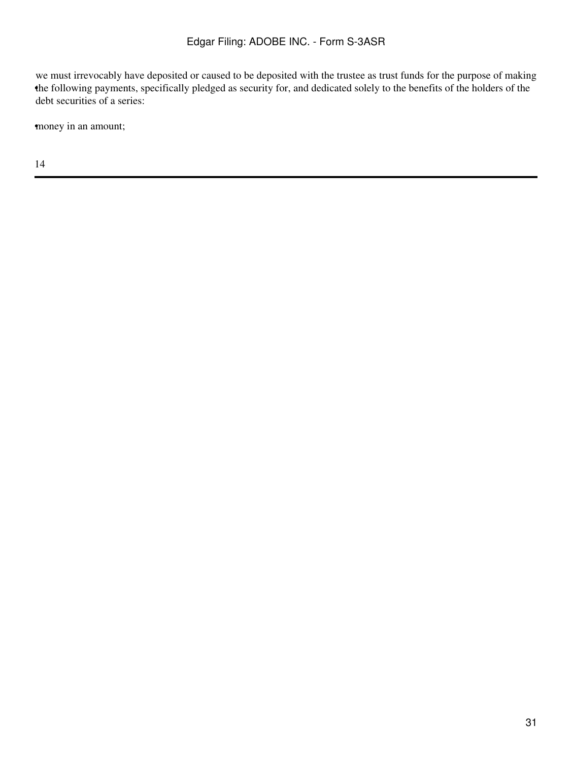- we must irrevocably have deposited or caused to be deposited with the trustee as trust funds for the purpose of making the following payments, specifically pledged as security for, and dedicated solely to the benefits of the holders of the debt securities of a series:

- money in an amount;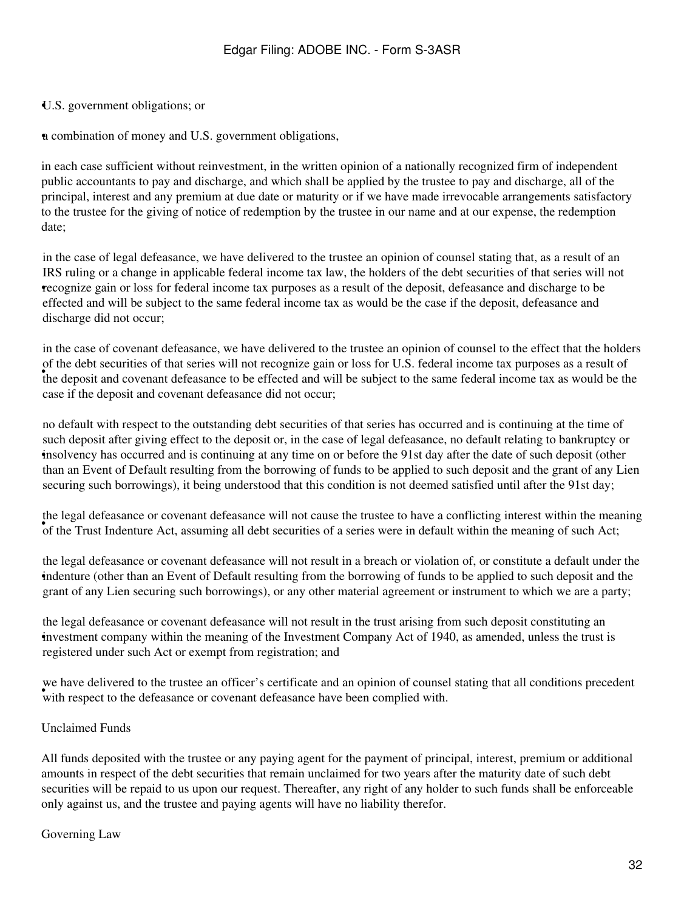- U.S. government obligations; or
- a combination of money and U.S. government obligations,

in each case sufficient without reinvestment, in the written opinion of a nationally recognized firm of independent public accountants to pay and discharge, and which shall be applied by the trustee to pay and discharge, all of the principal, interest and any premium at due date or maturity or if we have made irrevocable arrangements satisfactory to the trustee for the giving of notice of redemption by the trustee in our name and at our expense, the redemption date;

- in the case of legal defeasance, we have delivered to the trustee an opinion of counsel stating that, as a result of an IRS ruling or a change in applicable federal income tax law, the holders of the debt securities of that series will not recognize gain or loss for federal income tax purposes as a result of the deposit, defeasance and discharge to be effected and will be subject to the same federal income tax as would be the case if the deposit, defeasance and discharge did not occur;
- in the case of covenant defeasance, we have delivered to the trustee an opinion of counsel to the effect that the holders of the debt securities of that series will not recognize gain or loss for U.S. federal income tax purposes as a result of the deposit and covenant defeasance to be effected and will be subject to the same federal income tax as would be the case if the deposit and covenant defeasance did not occur;
- no default with respect to the outstanding debt securities of that series has occurred and is continuing at the time of such deposit after giving effect to the deposit or, in the case of legal defeasance, no default relating to bankruptcy or insolvency has occurred and is continuing at any time on or before the 91st day after the date of such deposit (other than an Event of Default resulting from the borrowing of funds to be applied to such deposit and the grant of any Lien securing such borrowings), it being understood that this condition is not deemed satisfied until after the 91st day;
- the legal defeasance or covenant defeasance will not cause the trustee to have a conflicting interest within the meaning of the Trust Indenture Act, assuming all debt securities of a series were in default within the meaning of such Act;
- the legal defeasance or covenant defeasance will not result in a breach or violation of, or constitute a default under the indenture (other than an Event of Default resulting from the borrowing of funds to be applied to such deposit and the grant of any Lien securing such borrowings), or any other material agreement or instrument to which we are a party;
- the legal defeasance or covenant defeasance will not result in the trust arising from such deposit constituting an investment company within the meaning of the Investment Company Act of 1940, as amended, unless the trust is registered under such Act or exempt from registration; and
- we have delivered to the trustee an officer's certificate and an opinion of counsel stating that all conditions precedent with respect to the defeasance or covenant defeasance have been complied with.

### Unclaimed Funds

All funds deposited with the trustee or any paying agent for the payment of principal, interest, premium or additional amounts in respect of the debt securities that remain unclaimed for two years after the maturity date of such debt securities will be repaid to us upon our request. Thereafter, any right of any holder to such funds shall be enforceable only against us, and the trustee and paying agents will have no liability therefor.

### Governing Law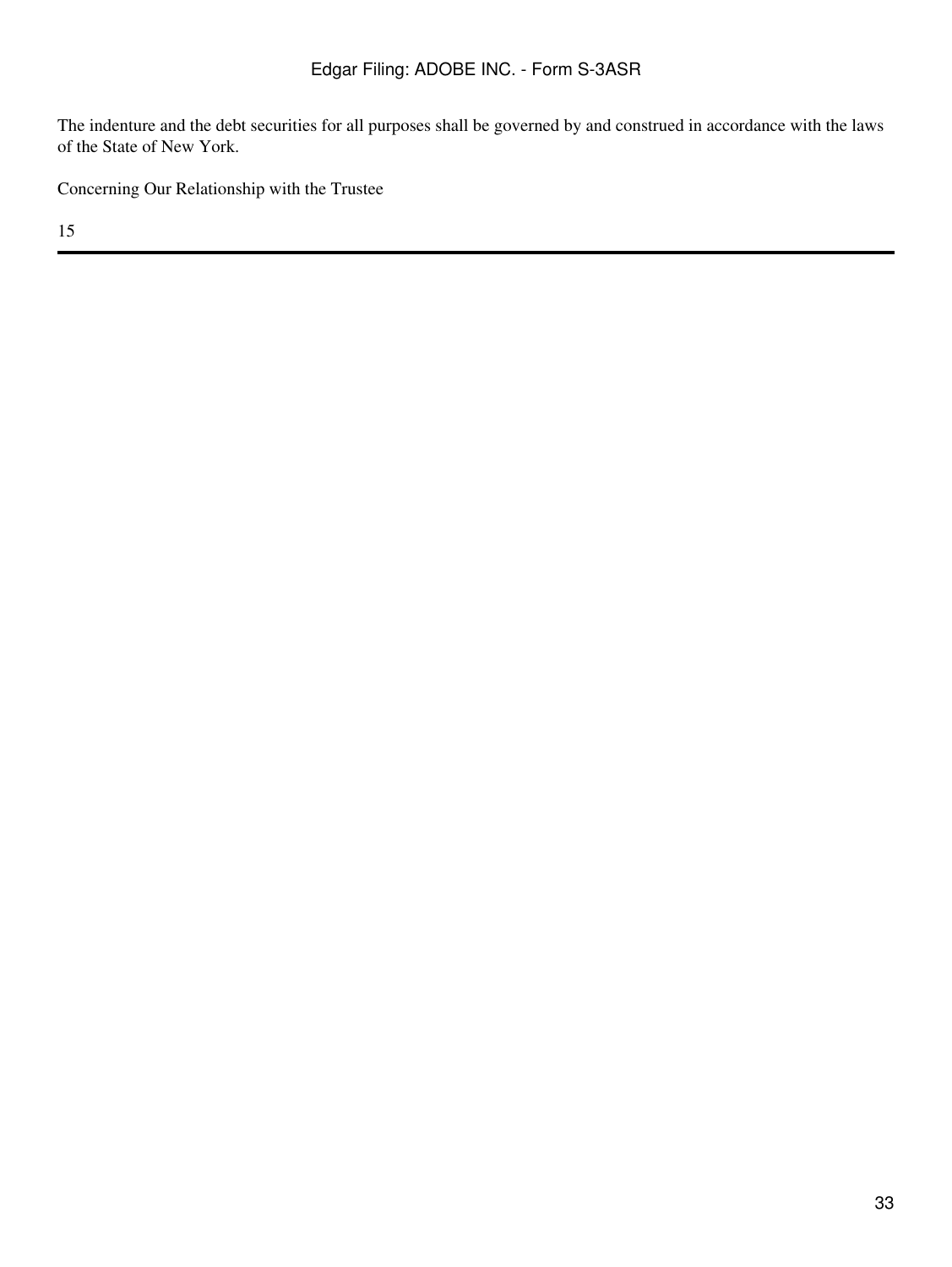The indenture and the debt securities for all purposes shall be governed by and construed in accordance with the laws of the State of New York.

Concerning Our Relationship with the Trustee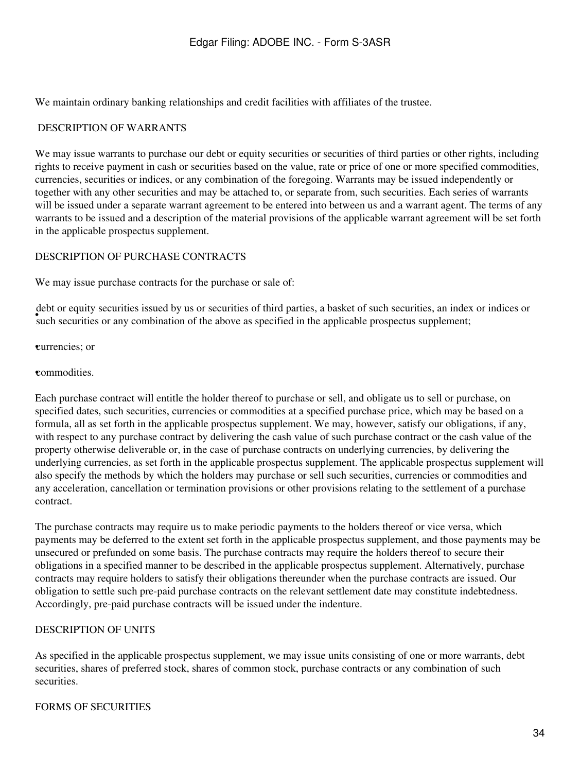We maintain ordinary banking relationships and credit facilities with affiliates of the trustee.

## DESCRIPTION OF WARRANTS

We may issue warrants to purchase our debt or equity securities or securities of third parties or other rights, including rights to receive payment in cash or securities based on the value, rate or price of one or more specified commodities, currencies, securities or indices, or any combination of the foregoing. Warrants may be issued independently or together with any other securities and may be attached to, or separate from, such securities. Each series of warrants will be issued under a separate warrant agreement to be entered into between us and a warrant agent. The terms of any warrants to be issued and a description of the material provisions of the applicable warrant agreement will be set forth in the applicable prospectus supplement.

## DESCRIPTION OF PURCHASE CONTRACTS

We may issue purchase contracts for the purchase or sale of:

- debt or equity securities issued by us or securities of third parties, a basket of such securities, an index or indices or such securities or any combination of the above as specified in the applicable prospectus supplement;
- currencies; or
- commodities.

Each purchase contract will entitle the holder thereof to purchase or sell, and obligate us to sell or purchase, on specified dates, such securities, currencies or commodities at a specified purchase price, which may be based on a formula, all as set forth in the applicable prospectus supplement. We may, however, satisfy our obligations, if any, with respect to any purchase contract by delivering the cash value of such purchase contract or the cash value of the property otherwise deliverable or, in the case of purchase contracts on underlying currencies, by delivering the underlying currencies, as set forth in the applicable prospectus supplement. The applicable prospectus supplement will also specify the methods by which the holders may purchase or sell such securities, currencies or commodities and any acceleration, cancellation or termination provisions or other provisions relating to the settlement of a purchase contract.

The purchase contracts may require us to make periodic payments to the holders thereof or vice versa, which payments may be deferred to the extent set forth in the applicable prospectus supplement, and those payments may be unsecured or prefunded on some basis. The purchase contracts may require the holders thereof to secure their obligations in a specified manner to be described in the applicable prospectus supplement. Alternatively, purchase contracts may require holders to satisfy their obligations thereunder when the purchase contracts are issued. Our obligation to settle such pre-paid purchase contracts on the relevant settlement date may constitute indebtedness. Accordingly, pre-paid purchase contracts will be issued under the indenture.

## DESCRIPTION OF UNITS

As specified in the applicable prospectus supplement, we may issue units consisting of one or more warrants, debt securities, shares of preferred stock, shares of common stock, purchase contracts or any combination of such securities.

## FORMS OF SECURITIES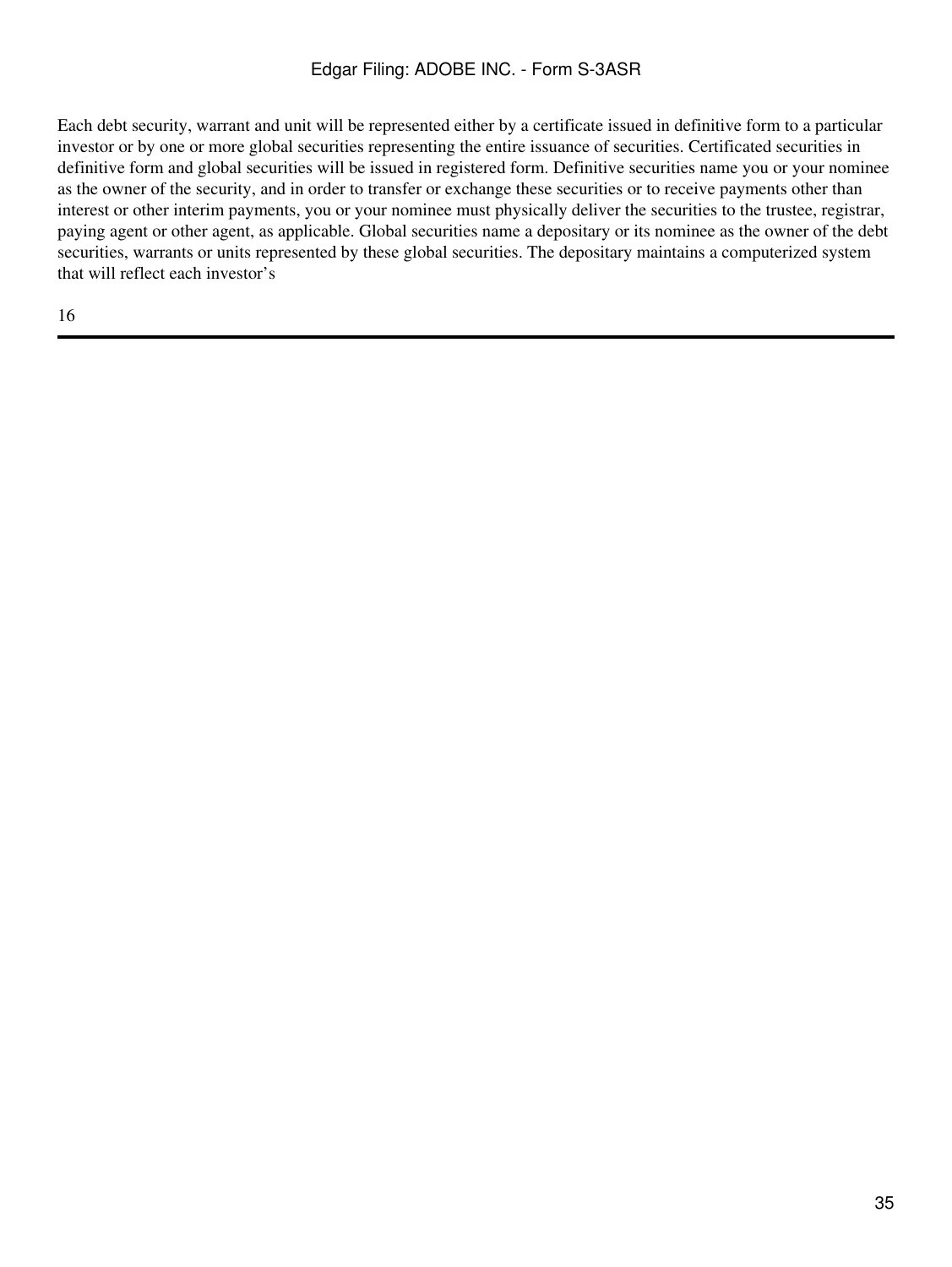Each debt security, warrant and unit will be represented either by a certificate issued in definitive form to a particular investor or by one or more global securities representing the entire issuance of securities. Certificated securities in definitive form and global securities will be issued in registered form. Definitive securities name you or your nominee as the owner of the security, and in order to transfer or exchange these securities or to receive payments other than interest or other interim payments, you or your nominee must physically deliver the securities to the trustee, registrar, paying agent or other agent, as applicable. Global securities name a depositary or its nominee as the owner of the debt securities, warrants or units represented by these global securities. The depositary maintains a computerized system that will reflect each investor's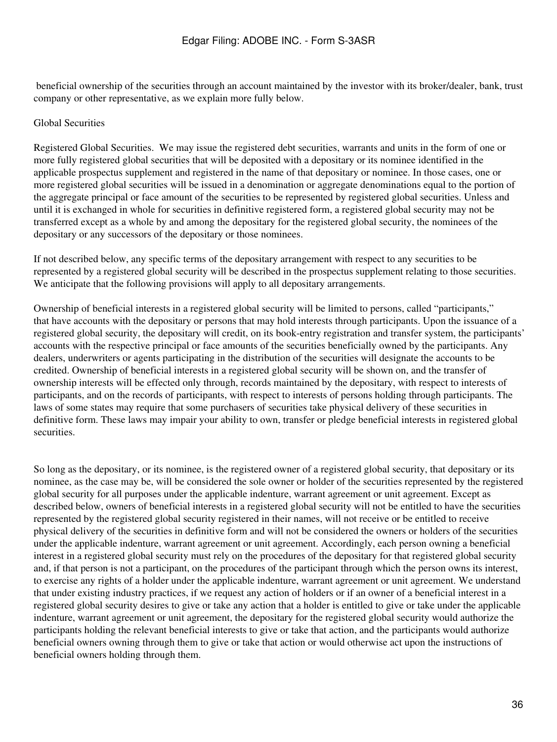beneficial ownership of the securities through an account maintained by the investor with its broker/dealer, bank, trust company or other representative, as we explain more fully below.

Global Securities

Registered Global Securities. We may issue the registered debt securities, warrants and units in the form of one or more fully registered global securities that will be deposited with a depositary or its nominee identified in the applicable prospectus supplement and registered in the name of that depositary or nominee. In those cases, one or more registered global securities will be issued in a denomination or aggregate denominations equal to the portion of the aggregate principal or face amount of the securities to be represented by registered global securities. Unless and until it is exchanged in whole for securities in definitive registered form, a registered global security may not be transferred except as a whole by and among the depositary for the registered global security, the nominees of the depositary or any successors of the depositary or those nominees.

If not described below, any specific terms of the depositary arrangement with respect to any securities to be represented by a registered global security will be described in the prospectus supplement relating to those securities. We anticipate that the following provisions will apply to all depositary arrangements.

Ownership of beneficial interests in a registered global security will be limited to persons, called "participants," that have accounts with the depositary or persons that may hold interests through participants. Upon the issuance of a registered global security, the depositary will credit, on its book-entry registration and transfer system, the participants' accounts with the respective principal or face amounts of the securities beneficially owned by the participants. Any dealers, underwriters or agents participating in the distribution of the securities will designate the accounts to be credited. Ownership of beneficial interests in a registered global security will be shown on, and the transfer of ownership interests will be effected only through, records maintained by the depositary, with respect to interests of participants, and on the records of participants, with respect to interests of persons holding through participants. The laws of some states may require that some purchasers of securities take physical delivery of these securities in definitive form. These laws may impair your ability to own, transfer or pledge beneficial interests in registered global securities.

So long as the depositary, or its nominee, is the registered owner of a registered global security, that depositary or its nominee, as the case may be, will be considered the sole owner or holder of the securities represented by the registered global security for all purposes under the applicable indenture, warrant agreement or unit agreement. Except as described below, owners of beneficial interests in a registered global security will not be entitled to have the securities represented by the registered global security registered in their names, will not receive or be entitled to receive physical delivery of the securities in definitive form and will not be considered the owners or holders of the securities under the applicable indenture, warrant agreement or unit agreement. Accordingly, each person owning a beneficial interest in a registered global security must rely on the procedures of the depositary for that registered global security and, if that person is not a participant, on the procedures of the participant through which the person owns its interest, to exercise any rights of a holder under the applicable indenture, warrant agreement or unit agreement. We understand that under existing industry practices, if we request any action of holders or if an owner of a beneficial interest in a registered global security desires to give or take any action that a holder is entitled to give or take under the applicable indenture, warrant agreement or unit agreement, the depositary for the registered global security would authorize the participants holding the relevant beneficial interests to give or take that action, and the participants would authorize beneficial owners owning through them to give or take that action or would otherwise act upon the instructions of beneficial owners holding through them.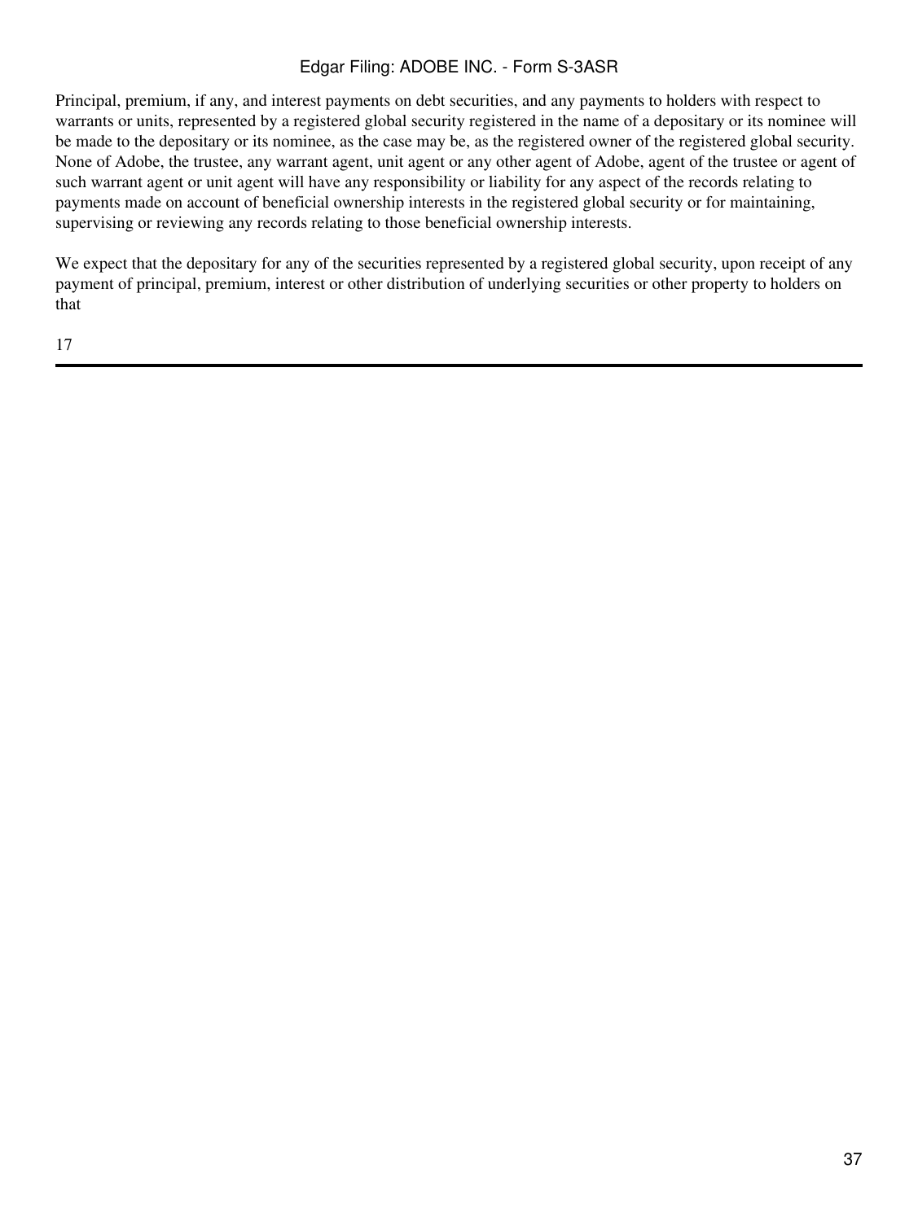Principal, premium, if any, and interest payments on debt securities, and any payments to holders with respect to warrants or units, represented by a registered global security registered in the name of a depositary or its nominee will be made to the depositary or its nominee, as the case may be, as the registered owner of the registered global security. None of Adobe, the trustee, any warrant agent, unit agent or any other agent of Adobe, agent of the trustee or agent of such warrant agent or unit agent will have any responsibility or liability for any aspect of the records relating to payments made on account of beneficial ownership interests in the registered global security or for maintaining, supervising or reviewing any records relating to those beneficial ownership interests.

We expect that the depositary for any of the securities represented by a registered global security, upon receipt of any payment of principal, premium, interest or other distribution of underlying securities or other property to holders on that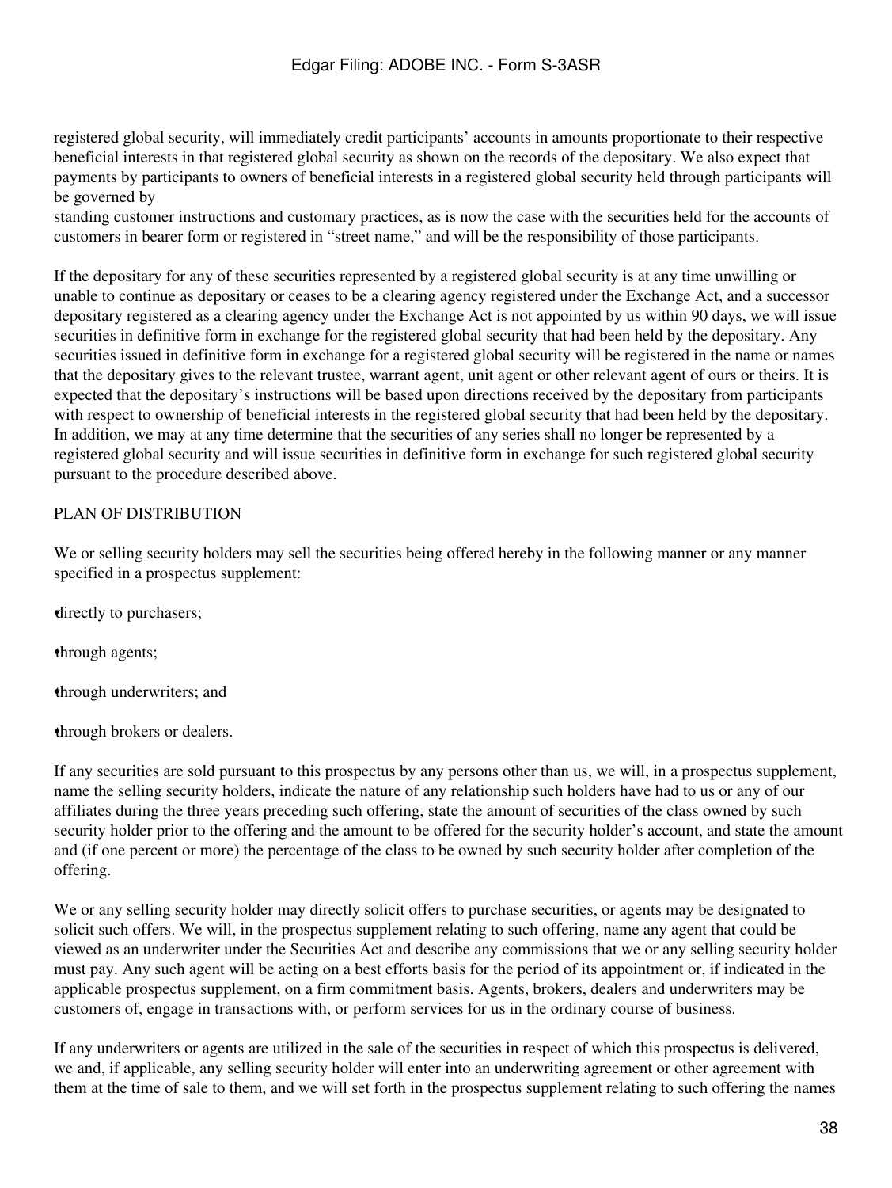registered global security, will immediately credit participants' accounts in amounts proportionate to their respective beneficial interests in that registered global security as shown on the records of the depositary. We also expect that payments by participants to owners of beneficial interests in a registered global security held through participants will be governed by standing customer instructions and customary practices, as is now the case with the securities held for the accounts of customers in bearer form or registered in "street name," and will be the responsibility of those participants.

If the depositary for any of these securities represented by a registered global security is at any time unwilling or unable to continue as depositary or ceases to be a clearing agency registered under the Exchange Act, and a successor depositary registered as a clearing agency under the Exchange Act is not appointed by us within 90 days, we will issue securities in definitive form in exchange for the registered global security that had been held by the depositary. Any securities issued in definitive form in exchange for a registered global security will be registered in the name or names that the depositary gives to the relevant trustee, warrant agent, unit agent or other relevant agent of ours or theirs. It is expected that the depositary's instructions will be based upon directions received by the depositary from participants with respect to ownership of beneficial interests in the registered global security that had been held by the depositary. In addition, we may at any time determine that the securities of any series shall no longer be represented by a registered global security and will issue securities in definitive form in exchange for such registered global security pursuant to the procedure described above.

## PLAN OF DISTRIBUTION

We or selling security holders may sell the securities being offered hereby in the following manner or any manner specified in a prospectus supplement:

- directly to purchasers;
- through agents;
- through underwriters; and
- through brokers or dealers.

If any securities are sold pursuant to this prospectus by any persons other than us, we will, in a prospectus supplement, name the selling security holders, indicate the nature of any relationship such holders have had to us or any of our affiliates during the three years preceding such offering, state the amount of securities of the class owned by such security holder prior to the offering and the amount to be offered for the security holder's account, and state the amount and (if one percent or more) the percentage of the class to be owned by such security holder after completion of the offering.

We or any selling security holder may directly solicit offers to purchase securities, or agents may be designated to solicit such offers. We will, in the prospectus supplement relating to such offering, name any agent that could be viewed as an underwriter under the Securities Act and describe any commissions that we or any selling security holder must pay. Any such agent will be acting on a best efforts basis for the period of its appointment or, if indicated in the applicable prospectus supplement, on a firm commitment basis. Agents, brokers, dealers and underwriters may be customers of, engage in transactions with, or perform services for us in the ordinary course of business.

If any underwriters or agents are utilized in the sale of the securities in respect of which this prospectus is delivered, we and, if applicable, any selling security holder will enter into an underwriting agreement or other agreement with them at the time of sale to them, and we will set forth in the prospectus supplement relating to such offering the names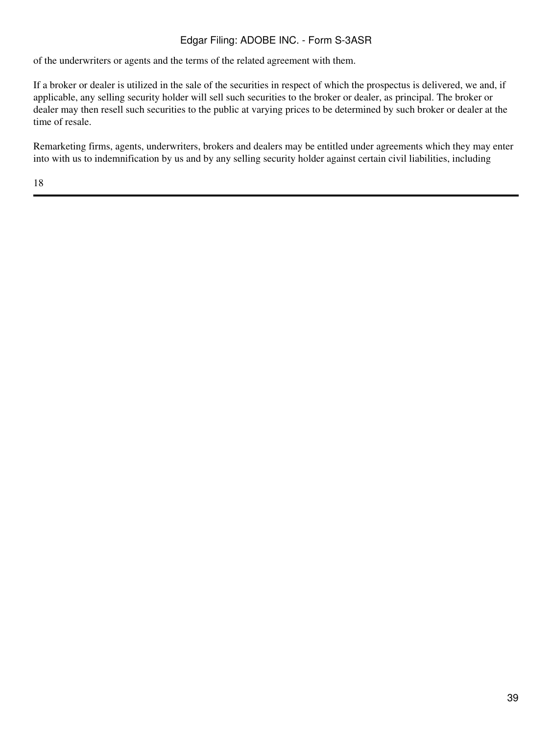of the underwriters or agents and the terms of the related agreement with them.

If a broker or dealer is utilized in the sale of the securities in respect of which the prospectus is delivered, we and, if applicable, any selling security holder will sell such securities to the broker or dealer, as principal. The broker or dealer may then resell such securities to the public at varying prices to be determined by such broker or dealer at the time of resale.

Remarketing firms, agents, underwriters, brokers and dealers may be entitled under agreements which they may enter into with us to indemnification by us and by any selling security holder against certain civil liabilities, including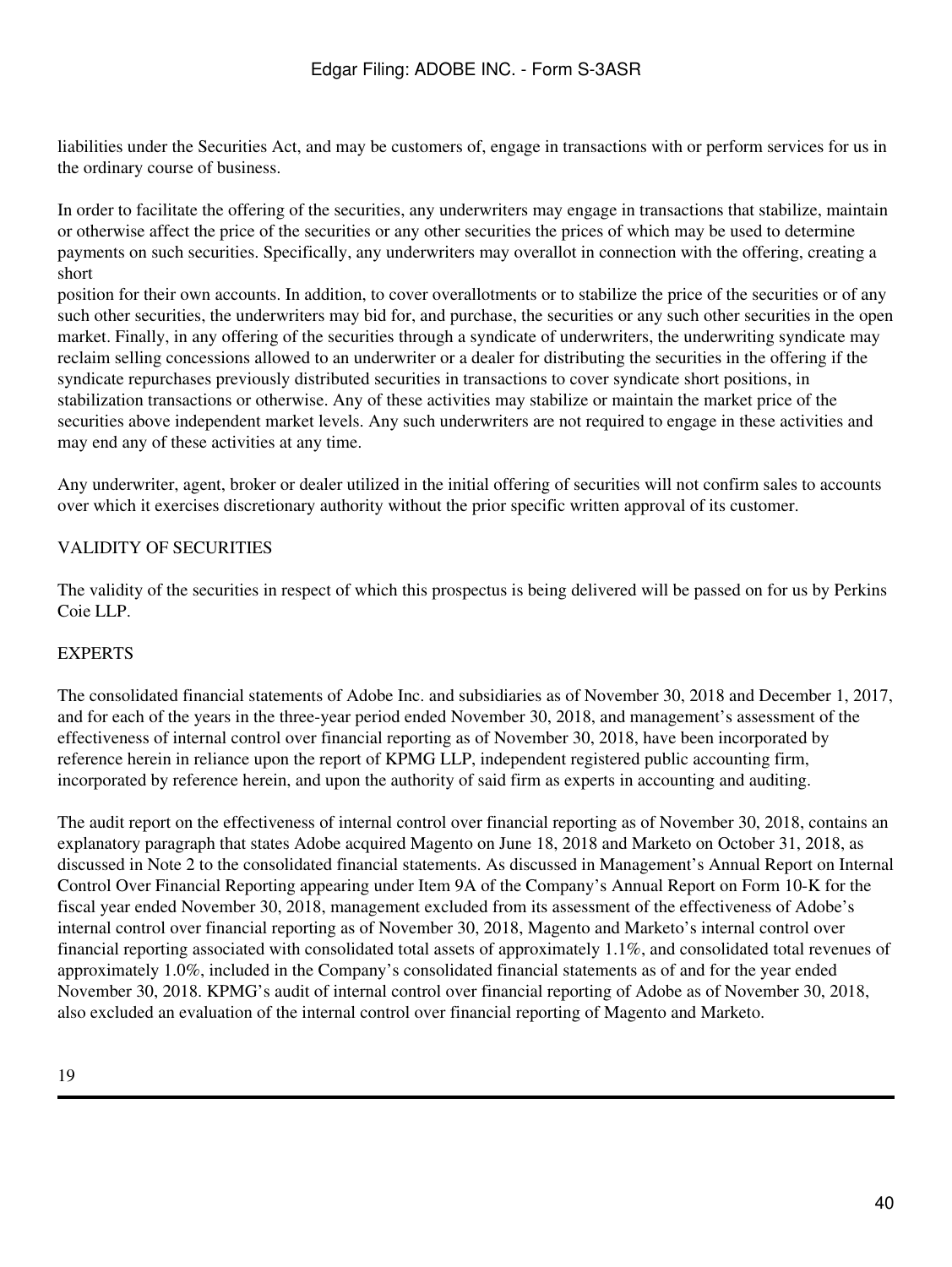liabilities under the Securities Act, and may be customers of, engage in transactions with or perform services for us in the ordinary course of business.

In order to facilitate the offering of the securities, any underwriters may engage in transactions that stabilize, maintain or otherwise affect the price of the securities or any other securities the prices of which may be used to determine payments on such securities. Specifically, any underwriters may overallot in connection with the offering, creating a short position for their own accounts. In addition, to cover overallotments or to stabilize the price of the securities or of any such other securities, the underwriters may bid for, and purchase, the securities or any such other securities in the open market. Finally, in any offering of the securities through a syndicate of underwriters, the underwriting syndicate may reclaim selling concessions allowed to an underwriter or a dealer for distributing the securities in the offering if the syndicate repurchases previously distributed securities in transactions to cover syndicate short positions, in stabilization transactions or otherwise. Any of these activities may stabilize or maintain the market price of the securities above independent market levels. Any such underwriters are not required to engage in these activities and may end any of these activities at any time.

Any underwriter, agent, broker or dealer utilized in the initial offering of securities will not confirm sales to accounts over which it exercises discretionary authority without the prior specific written approval of its customer.

## VALIDITY OF SECURITIES

The validity of the securities in respect of which this prospectus is being delivered will be passed on for us by Perkins Coie LLP.

## EXPERTS

The consolidated financial statements of Adobe Inc. and subsidiaries as of November 30, 2018 and December 1, 2017, and for each of the years in the three-year period ended November 30, 2018, and management's assessment of the effectiveness of internal control over financial reporting as of November 30, 2018, have been incorporated by reference herein in reliance upon the report of KPMG LLP, independent registered public accounting firm, incorporated by reference herein, and upon the authority of said firm as experts in accounting and auditing.

The audit report on the effectiveness of internal control over financial reporting as of November 30, 2018, contains an explanatory paragraph that states Adobe acquired Magento on June 18, 2018 and Marketo on October 31, 2018, as discussed in Note 2 to the consolidated financial statements. As discussed in Management's Annual Report on Internal Control Over Financial Reporting appearing under Item 9A of the Company's Annual Report on Form 10-K for the fiscal year ended November 30, 2018, management excluded from its assessment of the effectiveness of Adobe's internal control over financial reporting as of November 30, 2018, Magento and Marketo's internal control over financial reporting associated with consolidated total assets of approximately 1.1%, and consolidated total revenues of approximately 1.0%, included in the Company's consolidated financial statements as of and for the year ended November 30, 2018. KPMG's audit of internal control over financial reporting of Adobe as of November 30, 2018, also excluded an evaluation of the internal control over financial reporting of Magento and Marketo.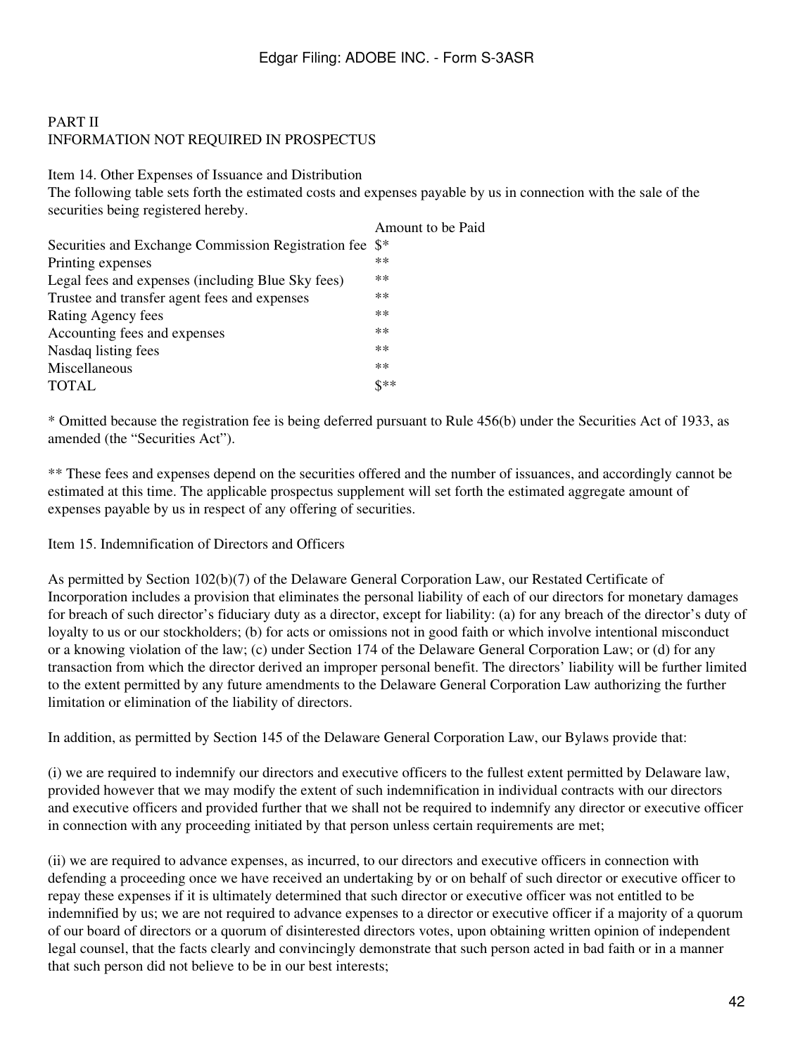# PART II
# INFORMATION NOT REQUIRED IN PROSPECTUS

## Item 14. Other Expenses of Issuance and Distribution

The following table sets forth the estimated costs and expenses payable by us in connection with the sale of the securities being registered hereby.

| | Amount to be Paid |
|---|---|
| Securities and Exchange Commission Registration fee | $* |
| Printing expenses | ** |
| Legal fees and expenses (including Blue Sky fees) | ** |
| Trustee and transfer agent fees and expenses | ** |
| Rating Agency fees | ** |
| Accounting fees and expenses | ** |
| Nasdaq listing fees | ** |
| Miscellaneous | ** |
| TOTAL | $** |

* Omitted because the registration fee is being deferred pursuant to Rule 456(b) under the Securities Act of 1933, as amended (the "Securities Act").

** These fees and expenses depend on the securities offered and the number of issuances, and accordingly cannot be estimated at this time. The applicable prospectus supplement will set forth the estimated aggregate amount of expenses payable by us in respect of any offering of securities.

## Item 15. Indemnification of Directors and Officers

As permitted by Section 102(b)(7) of the Delaware General Corporation Law, our Restated Certificate of Incorporation includes a provision that eliminates the personal liability of each of our directors for monetary damages for breach of such director's fiduciary duty as a director, except for liability: (a) for any breach of the director's duty of loyalty to us or our stockholders; (b) for acts or omissions not in good faith or which involve intentional misconduct or a knowing violation of the law; (c) under Section 174 of the Delaware General Corporation Law; or (d) for any transaction from which the director derived an improper personal benefit. The directors' liability will be further limited to the extent permitted by any future amendments to the Delaware General Corporation Law authorizing the further limitation or elimination of the liability of directors.

In addition, as permitted by Section 145 of the Delaware General Corporation Law, our Bylaws provide that:

(i) we are required to indemnify our directors and executive officers to the fullest extent permitted by Delaware law, provided however that we may modify the extent of such indemnification in individual contracts with our directors and executive officers and provided further that we shall not be required to indemnify any director or executive officer in connection with any proceeding initiated by that person unless certain requirements are met;

(ii) we are required to advance expenses, as incurred, to our directors and executive officers in connection with defending a proceeding once we have received an undertaking by or on behalf of such director or executive officer to repay these expenses if it is ultimately determined that such director or executive officer was not entitled to be indemnified by us; we are not required to advance expenses to a director or executive officer if a majority of a quorum of our board of directors or a quorum of disinterested directors votes, upon obtaining written opinion of independent legal counsel, that the facts clearly and convincingly demonstrate that such person acted in bad faith or in a manner that such person did not believe to be in our best interests;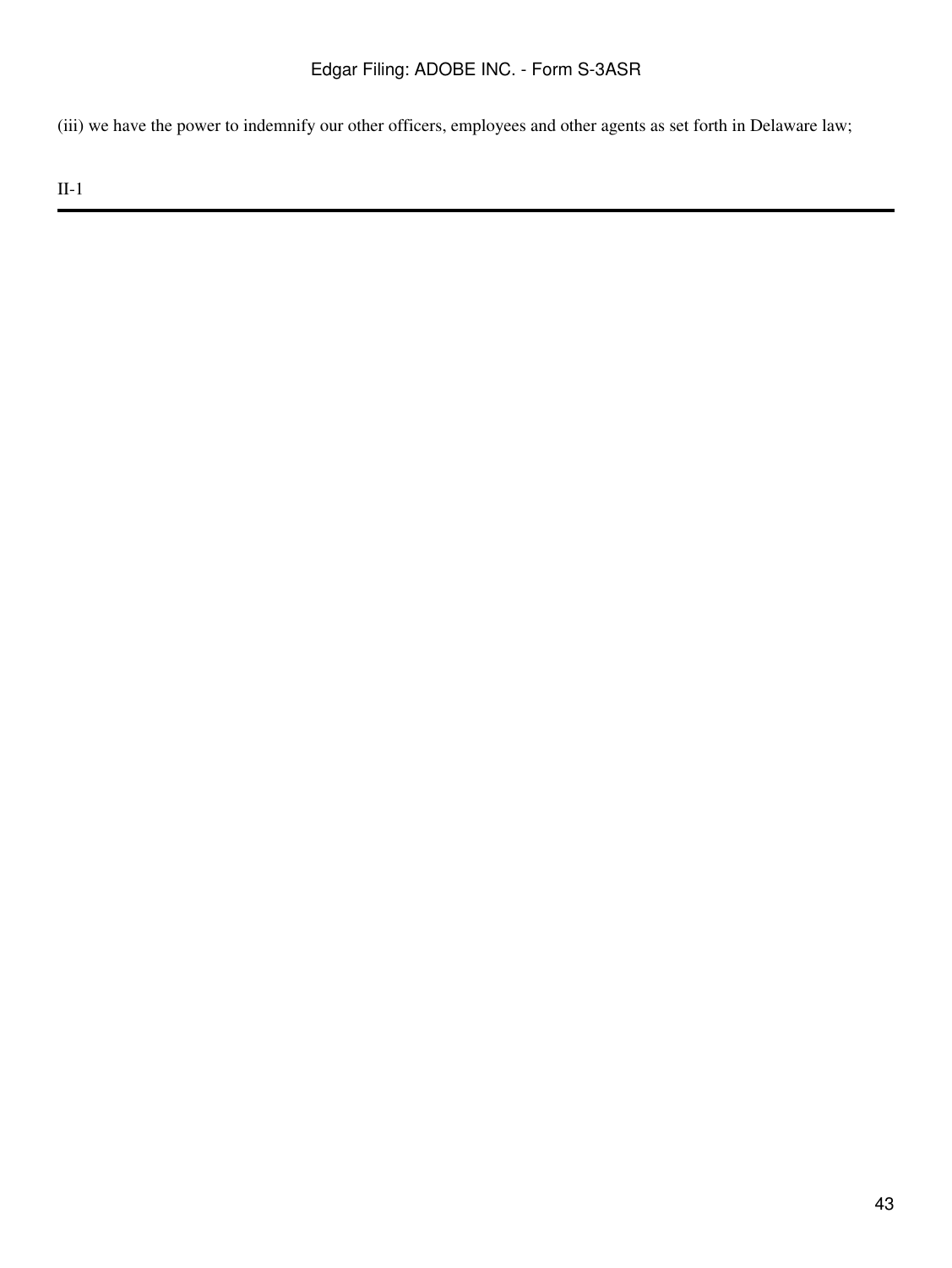(iii) we have the power to indemnify our other officers, employees and other agents as set forth in Delaware law;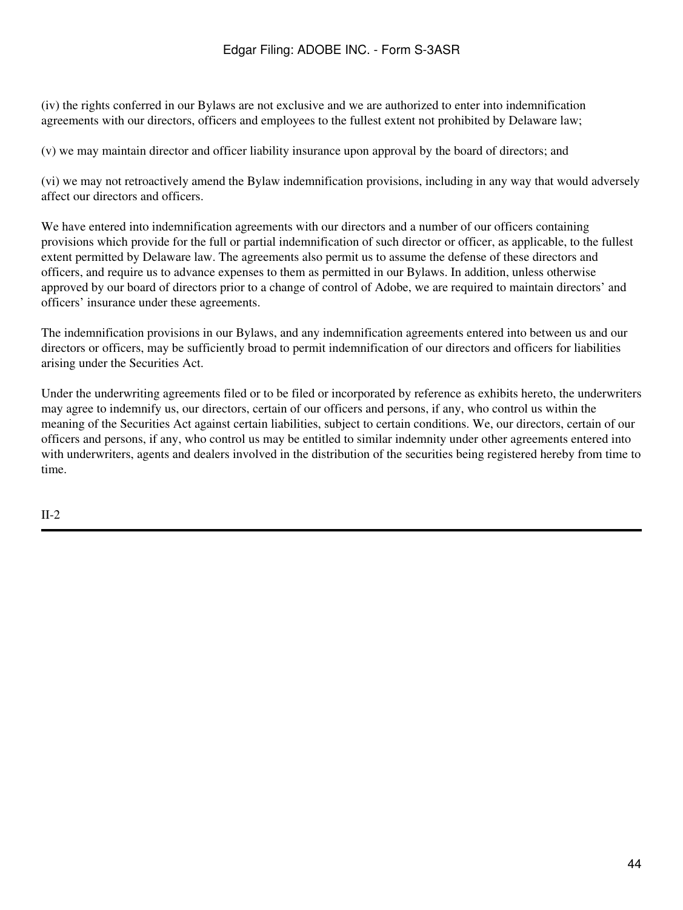(iv) the rights conferred in our Bylaws are not exclusive and we are authorized to enter into indemnification agreements with our directors, officers and employees to the fullest extent not prohibited by Delaware law;

(v) we may maintain director and officer liability insurance upon approval by the board of directors; and

(vi) we may not retroactively amend the Bylaw indemnification provisions, including in any way that would adversely affect our directors and officers.

We have entered into indemnification agreements with our directors and a number of our officers containing provisions which provide for the full or partial indemnification of such director or officer, as applicable, to the fullest extent permitted by Delaware law. The agreements also permit us to assume the defense of these directors and officers, and require us to advance expenses to them as permitted in our Bylaws. In addition, unless otherwise approved by our board of directors prior to a change of control of Adobe, we are required to maintain directors' and officers' insurance under these agreements.

The indemnification provisions in our Bylaws, and any indemnification agreements entered into between us and our directors or officers, may be sufficiently broad to permit indemnification of our directors and officers for liabilities arising under the Securities Act.

Under the underwriting agreements filed or to be filed or incorporated by reference as exhibits hereto, the underwriters may agree to indemnify us, our directors, certain of our officers and persons, if any, who control us within the meaning of the Securities Act against certain liabilities, subject to certain conditions. We, our directors, certain of our officers and persons, if any, who control us may be entitled to similar indemnity under other agreements entered into with underwriters, agents and dealers involved in the distribution of the securities being registered hereby from time to time.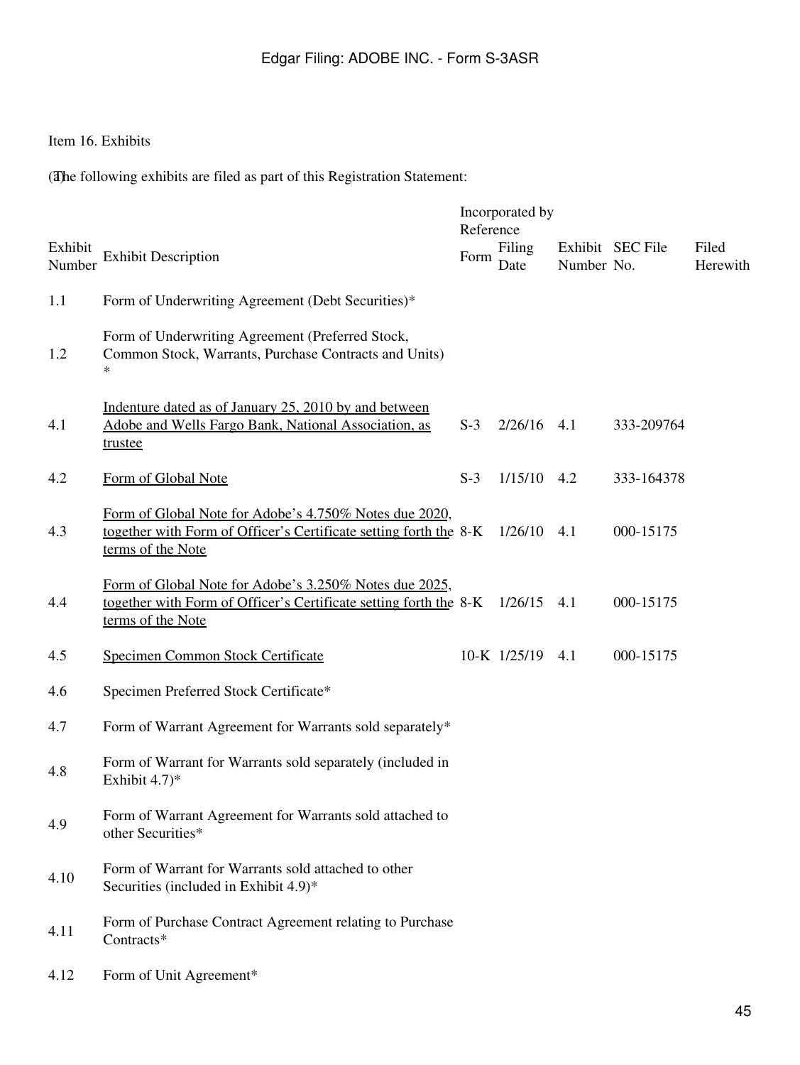Item 16. Exhibits

(a) The following exhibits are filed as part of this Registration Statement:

| Exhibit Number | Exhibit Description | Incorporated by Reference | | | | Filed Herewith |
|---|---|---|---|---|---|---|
| | | Form | Filing Date | Exhibit Number | SEC File No. | |
| 1.1 | Form of Underwriting Agreement (Debt Securities)* | | | | | |
| 1.2 | Form of Underwriting Agreement (Preferred Stock, Common Stock, Warrants, Purchase Contracts and Units)* | | | | | |
| 4.1 | Indenture dated as of January 25, 2010 by and between Adobe and Wells Fargo Bank, National Association, as trustee | S-3 | 2/26/16 | 4.1 | 333-209764 | |
| 4.2 | Form of Global Note | S-3 | 1/15/10 | 4.2 | 333-164378 | |
| 4.3 | Form of Global Note for Adobe's 4.750% Notes due 2020, together with Form of Officer's Certificate setting forth the terms of the Note | 8-K | 1/26/10 | 4.1 | 000-15175 | |
| 4.4 | Form of Global Note for Adobe's 3.250% Notes due 2025, together with Form of Officer's Certificate setting forth the terms of the Note | 8-K | 1/26/15 | 4.1 | 000-15175 | |
| 4.5 | Specimen Common Stock Certificate | 10-K | 1/25/19 | 4.1 | 000-15175 | |
| 4.6 | Specimen Preferred Stock Certificate* | | | | | |
| 4.7 | Form of Warrant Agreement for Warrants sold separately* | | | | | |
| 4.8 | Form of Warrant for Warrants sold separately (included in Exhibit 4.7)* | | | | | |
| 4.9 | Form of Warrant Agreement for Warrants sold attached to other Securities* | | | | | |
| 4.10 | Form of Warrant for Warrants sold attached to other Securities (included in Exhibit 4.9)* | | | | | |
| 4.11 | Form of Purchase Contract Agreement relating to Purchase Contracts* | | | | | |
| 4.12 | Form of Unit Agreement* | | | | | |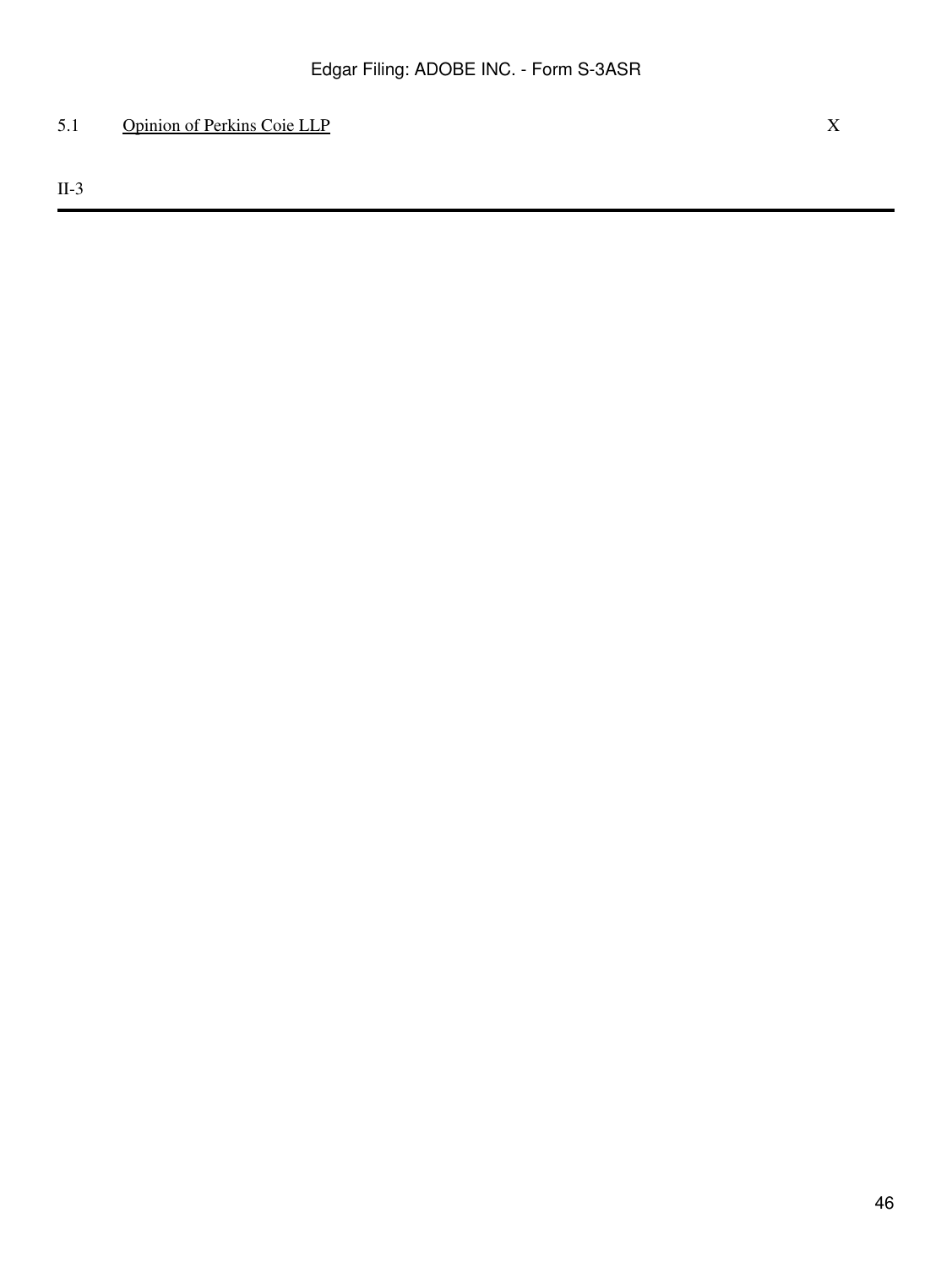| | | |
|---|---|---|
| 5.1 | Opinion of Perkins Coie LLP | X |

II-3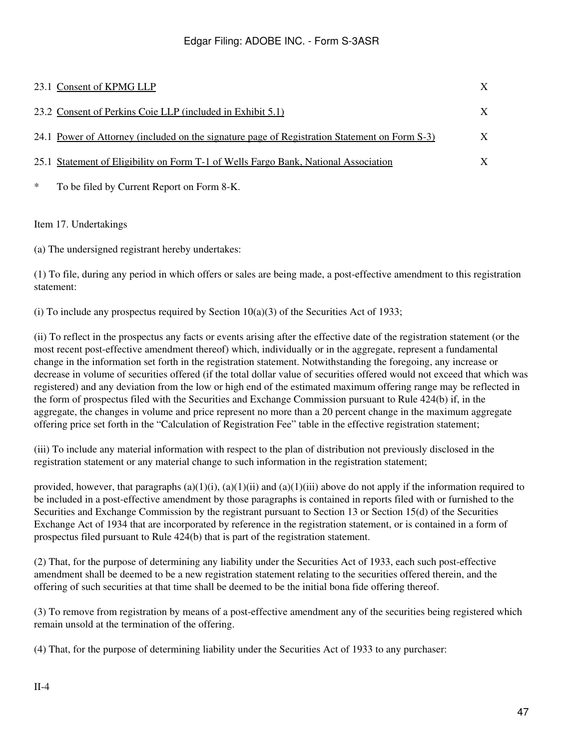| | | |
|---|---|---|
| 23.1 | Consent of KPMG LLP | X |
| 23.2 | Consent of Perkins Coie LLP (included in Exhibit 5.1) | X |
| 24.1 | Power of Attorney (included on the signature page of Registration Statement on Form S-3) | X |
| 25.1 | Statement of Eligibility on Form T-1 of Wells Fargo Bank, National Association | X |

* To be filed by Current Report on Form 8-K.

Item 17. Undertakings

(a) The undersigned registrant hereby undertakes:

(1) To file, during any period in which offers or sales are being made, a post-effective amendment to this registration statement:

(i) To include any prospectus required by Section 10(a)(3) of the Securities Act of 1933;

(ii) To reflect in the prospectus any facts or events arising after the effective date of the registration statement (or the most recent post-effective amendment thereof) which, individually or in the aggregate, represent a fundamental change in the information set forth in the registration statement. Notwithstanding the foregoing, any increase or decrease in volume of securities offered (if the total dollar value of securities offered would not exceed that which was registered) and any deviation from the low or high end of the estimated maximum offering range may be reflected in the form of prospectus filed with the Securities and Exchange Commission pursuant to Rule 424(b) if, in the aggregate, the changes in volume and price represent no more than a 20 percent change in the maximum aggregate offering price set forth in the “Calculation of Registration Fee” table in the effective registration statement;

(iii) To include any material information with respect to the plan of distribution not previously disclosed in the registration statement or any material change to such information in the registration statement;

provided, however, that paragraphs (a)(1)(i), (a)(1)(ii) and (a)(1)(iii) above do not apply if the information required to be included in a post-effective amendment by those paragraphs is contained in reports filed with or furnished to the Securities and Exchange Commission by the registrant pursuant to Section 13 or Section 15(d) of the Securities Exchange Act of 1934 that are incorporated by reference in the registration statement, or is contained in a form of prospectus filed pursuant to Rule 424(b) that is part of the registration statement.

(2) That, for the purpose of determining any liability under the Securities Act of 1933, each such post-effective amendment shall be deemed to be a new registration statement relating to the securities offered therein, and the offering of such securities at that time shall be deemed to be the initial bona fide offering thereof.

(3) To remove from registration by means of a post-effective amendment any of the securities being registered which remain unsold at the termination of the offering.

(4) That, for the purpose of determining liability under the Securities Act of 1933 to any purchaser:

II-4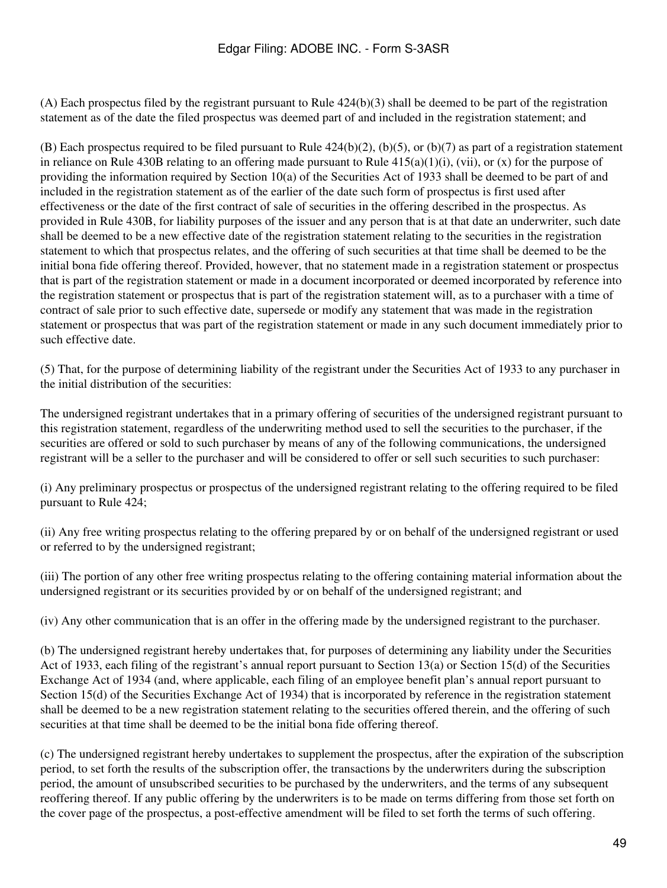(A) Each prospectus filed by the registrant pursuant to Rule 424(b)(3) shall be deemed to be part of the registration statement as of the date the filed prospectus was deemed part of and included in the registration statement; and

(B) Each prospectus required to be filed pursuant to Rule 424(b)(2), (b)(5), or (b)(7) as part of a registration statement in reliance on Rule 430B relating to an offering made pursuant to Rule 415(a)(1)(i), (vii), or (x) for the purpose of providing the information required by Section 10(a) of the Securities Act of 1933 shall be deemed to be part of and included in the registration statement as of the earlier of the date such form of prospectus is first used after effectiveness or the date of the first contract of sale of securities in the offering described in the prospectus. As provided in Rule 430B, for liability purposes of the issuer and any person that is at that date an underwriter, such date shall be deemed to be a new effective date of the registration statement relating to the securities in the registration statement to which that prospectus relates, and the offering of such securities at that time shall be deemed to be the initial bona fide offering thereof. Provided, however, that no statement made in a registration statement or prospectus that is part of the registration statement or made in a document incorporated or deemed incorporated by reference into the registration statement or prospectus that is part of the registration statement will, as to a purchaser with a time of contract of sale prior to such effective date, supersede or modify any statement that was made in the registration statement or prospectus that was part of the registration statement or made in any such document immediately prior to such effective date.

(5) That, for the purpose of determining liability of the registrant under the Securities Act of 1933 to any purchaser in the initial distribution of the securities:

The undersigned registrant undertakes that in a primary offering of securities of the undersigned registrant pursuant to this registration statement, regardless of the underwriting method used to sell the securities to the purchaser, if the securities are offered or sold to such purchaser by means of any of the following communications, the undersigned registrant will be a seller to the purchaser and will be considered to offer or sell such securities to such purchaser:

(i) Any preliminary prospectus or prospectus of the undersigned registrant relating to the offering required to be filed pursuant to Rule 424;

(ii) Any free writing prospectus relating to the offering prepared by or on behalf of the undersigned registrant or used or referred to by the undersigned registrant;

(iii) The portion of any other free writing prospectus relating to the offering containing material information about the undersigned registrant or its securities provided by or on behalf of the undersigned registrant; and

(iv) Any other communication that is an offer in the offering made by the undersigned registrant to the purchaser.

(b) The undersigned registrant hereby undertakes that, for purposes of determining any liability under the Securities Act of 1933, each filing of the registrant's annual report pursuant to Section 13(a) or Section 15(d) of the Securities Exchange Act of 1934 (and, where applicable, each filing of an employee benefit plan's annual report pursuant to Section 15(d) of the Securities Exchange Act of 1934) that is incorporated by reference in the registration statement shall be deemed to be a new registration statement relating to the securities offered therein, and the offering of such securities at that time shall be deemed to be the initial bona fide offering thereof.

(c) The undersigned registrant hereby undertakes to supplement the prospectus, after the expiration of the subscription period, to set forth the results of the subscription offer, the transactions by the underwriters during the subscription period, the amount of unsubscribed securities to be purchased by the underwriters, and the terms of any subsequent reoffering thereof. If any public offering by the underwriters is to be made on terms differing from those set forth on the cover page of the prospectus, a post-effective amendment will be filed to set forth the terms of such offering.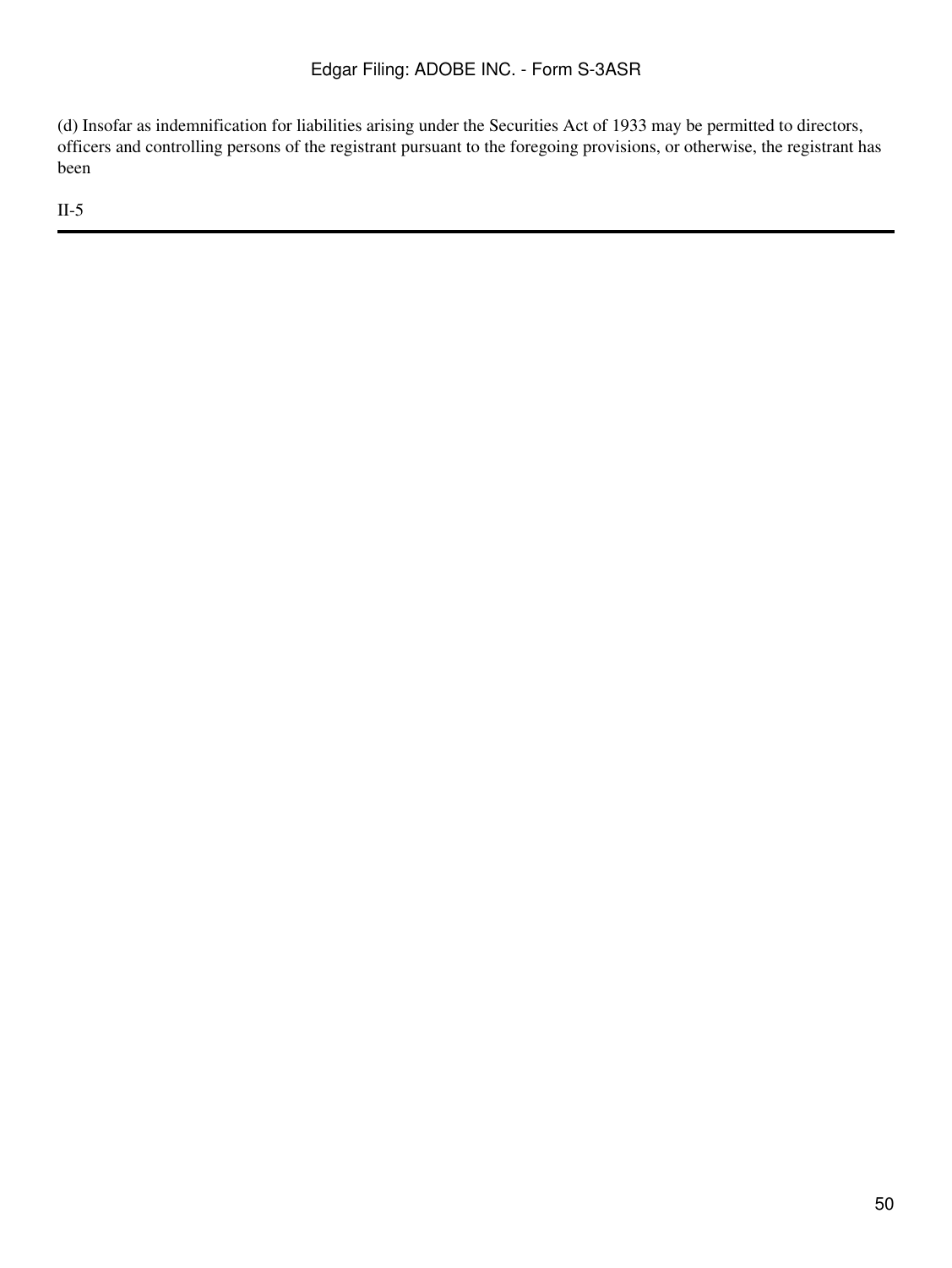(d) Insofar as indemnification for liabilities arising under the Securities Act of 1933 may be permitted to directors, officers and controlling persons of the registrant pursuant to the foregoing provisions, or otherwise, the registrant has been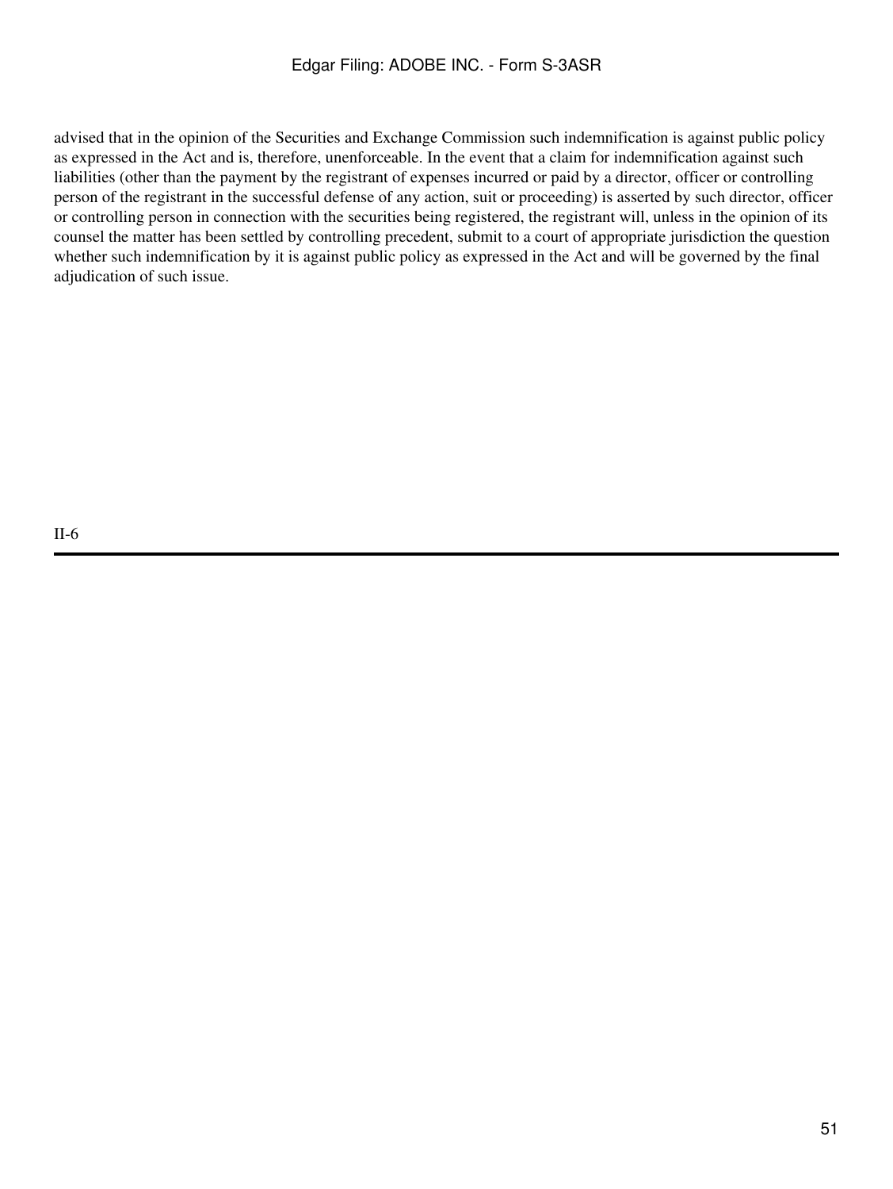advised that in the opinion of the Securities and Exchange Commission such indemnification is against public policy as expressed in the Act and is, therefore, unenforceable. In the event that a claim for indemnification against such liabilities (other than the payment by the registrant of expenses incurred or paid by a director, officer or controlling person of the registrant in the successful defense of any action, suit or proceeding) is asserted by such director, officer or controlling person in connection with the securities being registered, the registrant will, unless in the opinion of its counsel the matter has been settled by controlling precedent, submit to a court of appropriate jurisdiction the question whether such indemnification by it is against public policy as expressed in the Act and will be governed by the final adjudication of such issue.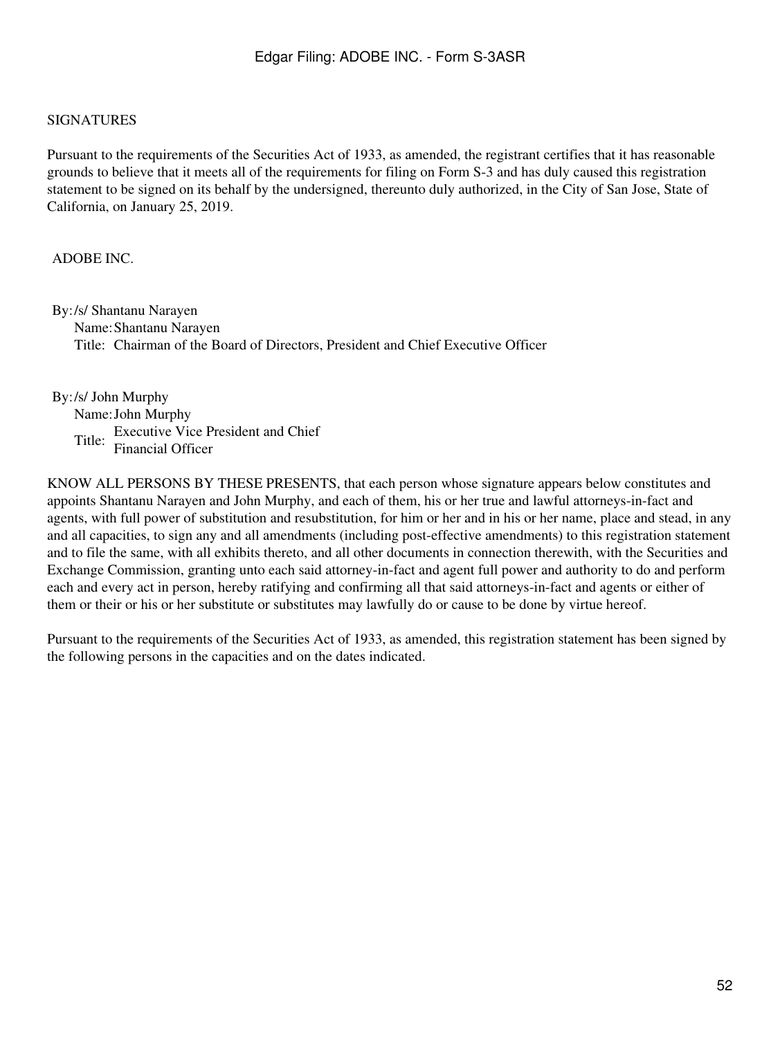SIGNATURES

Pursuant to the requirements of the Securities Act of 1933, as amended, the registrant certifies that it has reasonable grounds to believe that it meets all of the requirements for filing on Form S-3 and has duly caused this registration statement to be signed on its behalf by the undersigned, thereunto duly authorized, in the City of San Jose, State of California, on January 25, 2019.

ADOBE INC.

By: /s/ Shantanu Narayen
Name: Shantanu Narayen
Title: Chairman of the Board of Directors, President and Chief Executive Officer

By: /s/ John Murphy
Name: John Murphy
Title: Executive Vice President and Chief Financial Officer

KNOW ALL PERSONS BY THESE PRESENTS, that each person whose signature appears below constitutes and appoints Shantanu Narayen and John Murphy, and each of them, his or her true and lawful attorneys-in-fact and agents, with full power of substitution and resubstitution, for him or her and in his or her name, place and stead, in any and all capacities, to sign any and all amendments (including post-effective amendments) to this registration statement and to file the same, with all exhibits thereto, and all other documents in connection therewith, with the Securities and Exchange Commission, granting unto each said attorney-in-fact and agent full power and authority to do and perform each and every act in person, hereby ratifying and confirming all that said attorneys-in-fact and agents or either of them or their or his or her substitute or substitutes may lawfully do or cause to be done by virtue hereof.

Pursuant to the requirements of the Securities Act of 1933, as amended, this registration statement has been signed by the following persons in the capacities and on the dates indicated.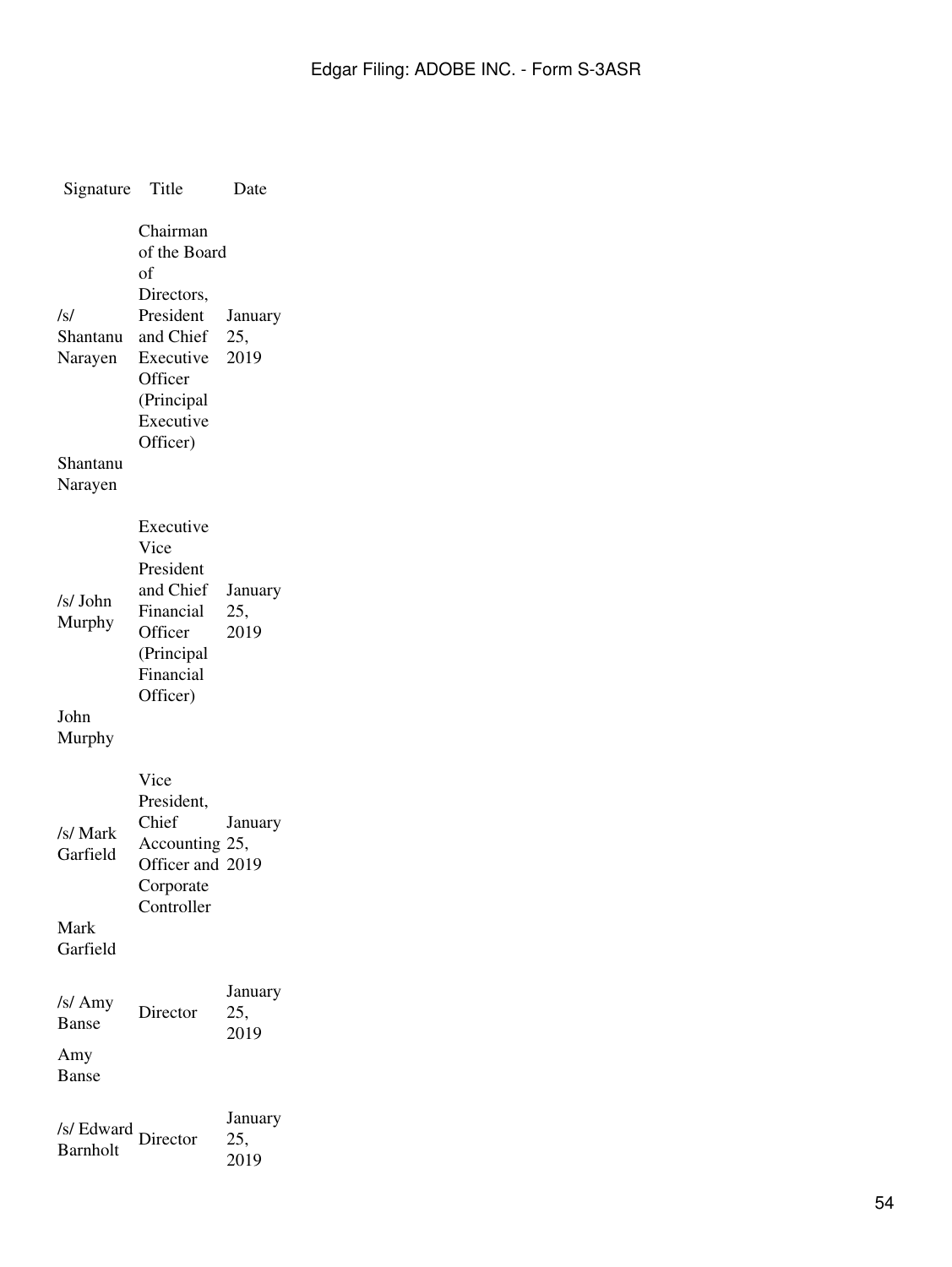| Signature | Title | Date |
| --- | --- | --- |
| /s/ Shantanu Narayen<br><br>Shantanu Narayen | Chairman of the Board of Directors, President and Chief Executive Officer (Principal Executive Officer) | January 25, 2019 |
| /s/ John Murphy<br><br>John Murphy | Executive Vice President and Chief Financial Officer (Principal Financial Officer) | January 25, 2019 |
| /s/ Mark Garfield<br><br>Mark Garfield | Vice President, Chief Accounting Officer and Corporate Controller | January 25, 2019 |
| /s/ Amy Banse<br><br>Amy Banse | Director | January 25, 2019 |
| /s/ Edward Barnholt | Director | January 25, 2019 |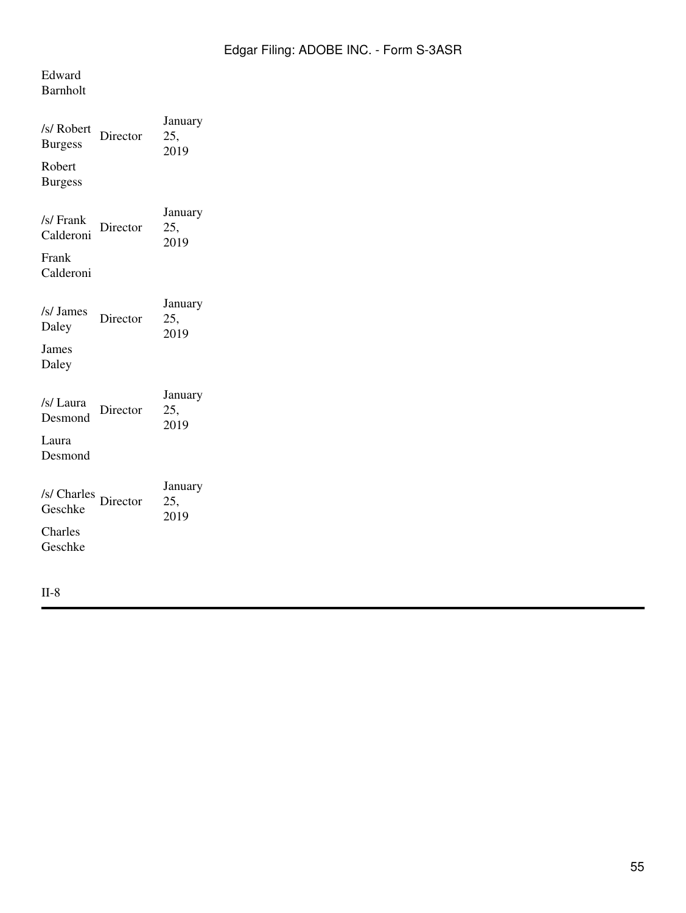Edward Barnholt

| | | |
|---|---|---|
| /s/ Robert Burgess<br>Robert Burgess | Director | January 25, 2019 |
| /s/ Frank Calderoni<br>Frank Calderoni | Director | January 25, 2019 |
| /s/ James Daley<br>James Daley | Director | January 25, 2019 |
| /s/ Laura Desmond<br>Laura Desmond | Director | January 25, 2019 |
| /s/ Charles Geschke<br>Charles Geschke | Director | January 25, 2019 |

II-8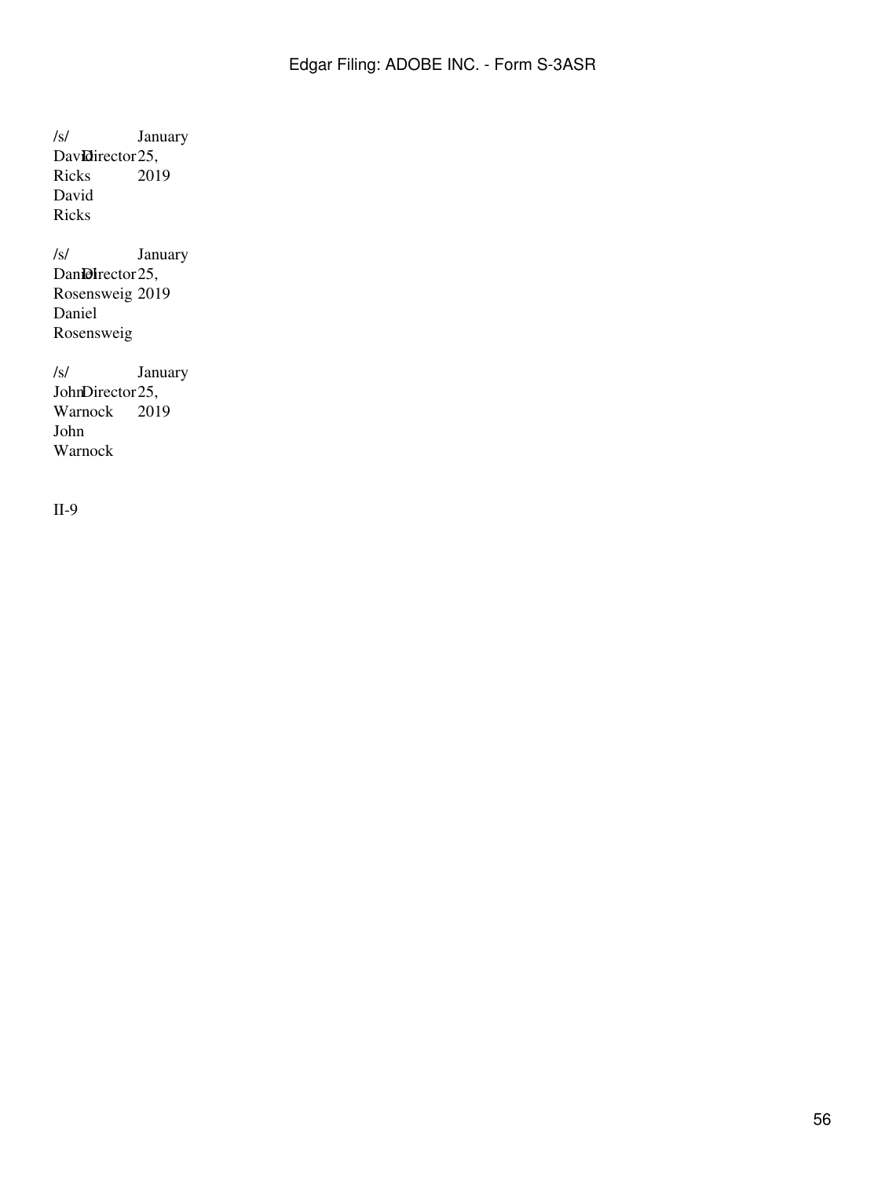| | | |
|---|---|---|
| /s/ David Ricks<br>David Ricks | Director | January 25, 2019 |
| /s/ Daniel Rosensweig<br>Daniel Rosensweig | Director | January 25, 2019 |
| /s/ John Warnock<br>John Warnock | Director | January 25, 2019 |

II-9